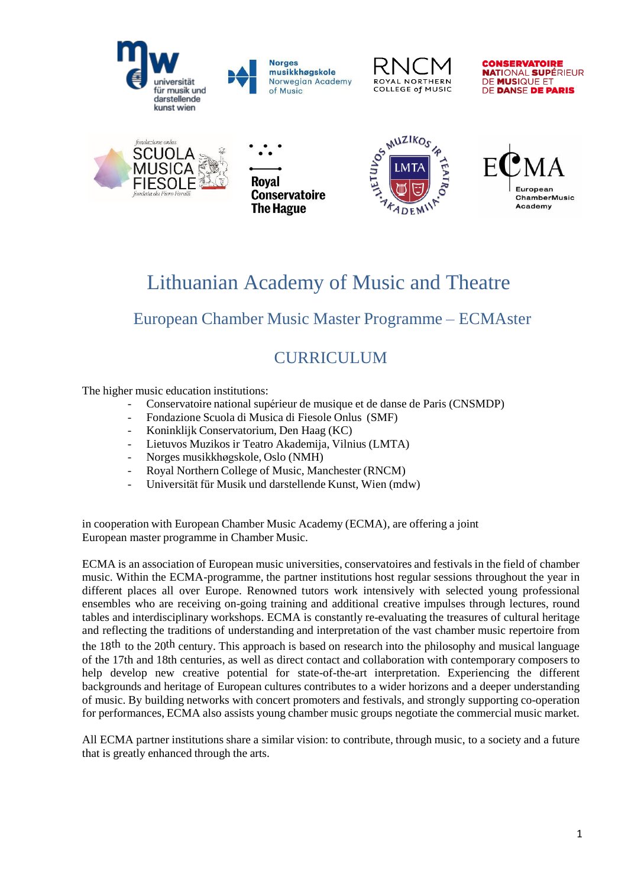// Lithuanian Academy of Music and Theatre

## European Chamber Music Master Programme – ECMAster

## CURRICULUM

The higher music education institutions:

- Conservatoire national supérieur de musique et de danse de Paris (CNSMDP)
- Fondazione Scuola di Musica di Fiesole Onlus (SMF)
- Koninklijk Conservatorium, Den Haag (KC)
- Lietuvos Muzikos ir Teatro Akademija, Vilnius (LMTA)
- Norges musikkhøgskole, Oslo (NMH)
- Royal Northern College of Music, Manchester (RNCM)
- Universität für Musik und darstellende Kunst, Wien (mdw)

in cooperation with European Chamber Music Academy (ECMA), are offering a joint European master programme in Chamber Music.

ECMA is an association of European music universities, conservatoires and festivals in the field of chamber music. Within the ECMA-programme, the partner institutions host regular sessions throughout the year in different places all over Europe. Renowned tutors work intensively with selected young professional ensembles who are receiving on-going training and additional creative impulses through lectures, round tables and interdisciplinary workshops. ECMA is constantly re-evaluating the treasures of cultural heritage and reflecting the traditions of understanding and interpretation of the vast chamber music repertoire from the 18th to the 20th century. This approach is based on research into the philosophy and musical language of the 17th and 18th centuries, as well as direct contact and collaboration with contemporary composers to help develop new creative potential for state-of-the-art interpretation. Experiencing the different backgrounds and heritage of European cultures contributes to a wider horizons and a deeper understanding of music. By building networks with concert promoters and festivals, and strongly supporting co-operation for performances, ECMA also assists young chamber music groups negotiate the commercial music market.

All ECMA partner institutions share a similar vision: to contribute, through music, to a society and a future that is greatly enhanced through the arts.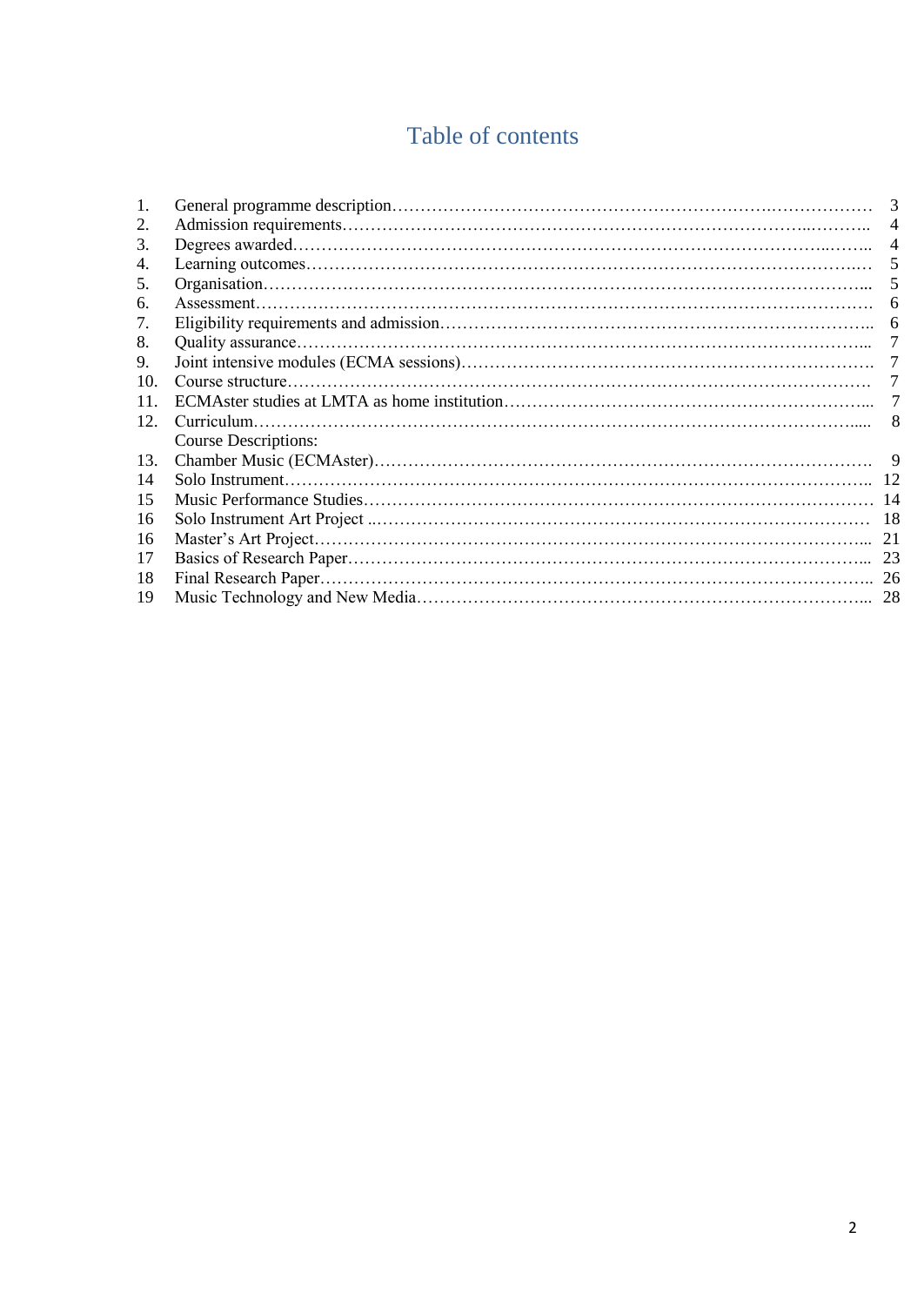# Table of contents

| | | |
|---|---|---|
| 1. | General programme description | 3 |
| 2. | Admission requirements | 4 |
| 3. | Degrees awarded | 4 |
| 4. | Learning outcomes | 5 |
| 5. | Organisation | 5 |
| 6. | Assessment | 6 |
| 7. | Eligibility requirements and admission | 6 |
| 8. | Quality assurance | 7 |
| 9. | Joint intensive modules (ECMA sessions) | 7 |
| 10. | Course structure | 7 |
| 11. | ECMAster studies at LMTA as home institution | 7 |
| 12. | Curriculum | 8 |
| | Course Descriptions: | |
| 13. | Chamber Music (ECMAster) | 9 |
| 14 | Solo Instrument | 12 |
| 15 | Music Performance Studies | 14 |
| 16 | Solo Instrument Art Project | 18 |
| 16 | Master's Art Project | 21 |
| 17 | Basics of Research Paper | 23 |
| 18 | Final Research Paper | 26 |
| 19 | Music Technology and New Media | 28 |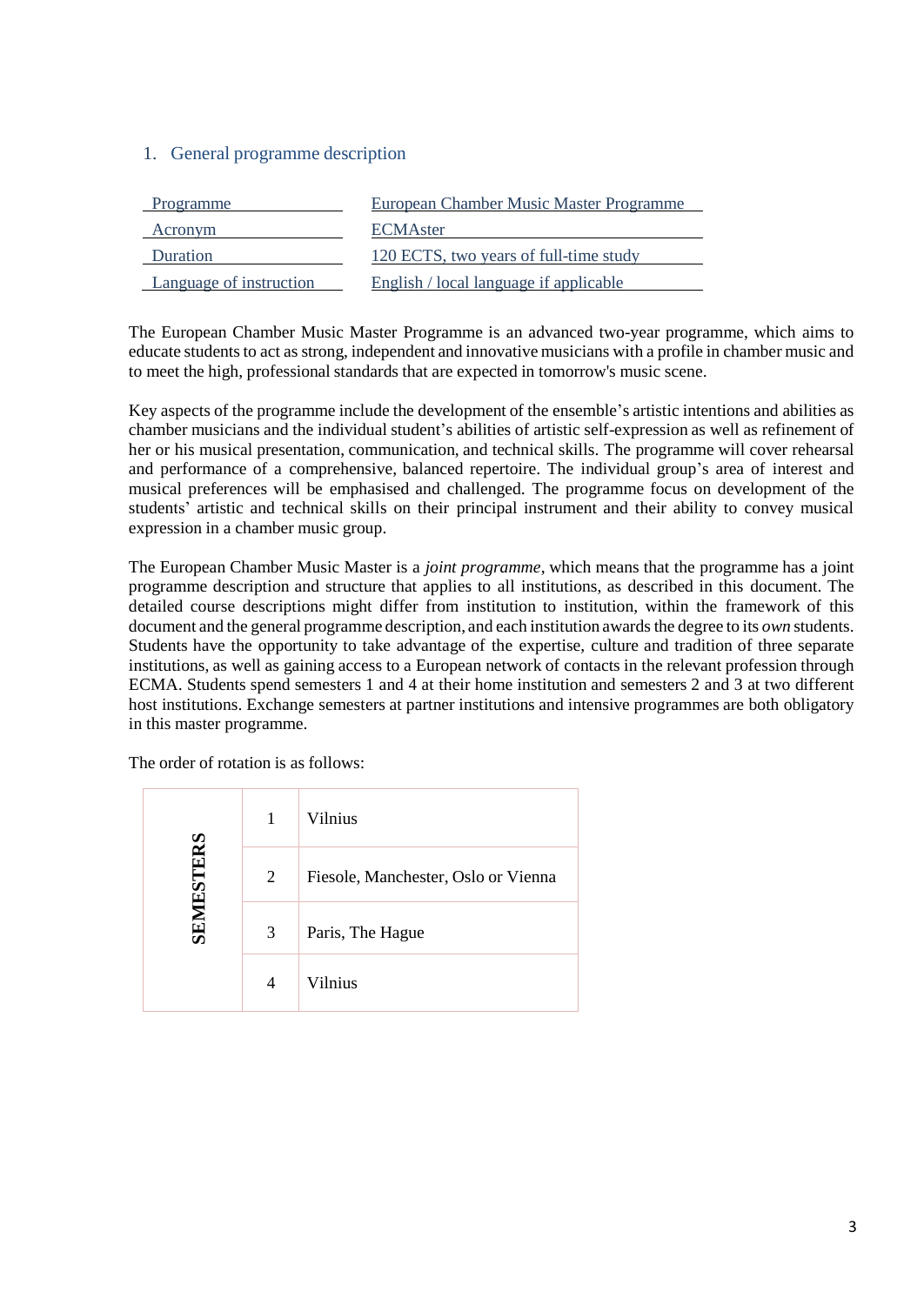## 1. General programme description

| Programme | European Chamber Music Master Programme |
|---|---|
| Acronym | ECMAster |
| Duration | 120 ECTS, two years of full-time study |
| Language of instruction | English / local language if applicable |

The European Chamber Music Master Programme is an advanced two-year programme, which aims to educate students to act as strong, independent and innovative musicians with a profile in chamber music and to meet the high, professional standards that are expected in tomorrow's music scene.

Key aspects of the programme include the development of the ensemble's artistic intentions and abilities as chamber musicians and the individual student's abilities of artistic self-expression as well as refinement of her or his musical presentation, communication, and technical skills. The programme will cover rehearsal and performance of a comprehensive, balanced repertoire. The individual group's area of interest and musical preferences will be emphasised and challenged. The programme focus on development of the students' artistic and technical skills on their principal instrument and their ability to convey musical expression in a chamber music group.

The European Chamber Music Master is a *joint programme*, which means that the programme has a joint programme description and structure that applies to all institutions, as described in this document. The detailed course descriptions might differ from institution to institution, within the framework of this document and the general programme description, and each institution awards the degree to its *own* students. Students have the opportunity to take advantage of the expertise, culture and tradition of three separate institutions, as well as gaining access to a European network of contacts in the relevant profession through ECMA. Students spend semesters 1 and 4 at their home institution and semesters 2 and 3 at two different host institutions. Exchange semesters at partner institutions and intensive programmes are both obligatory in this master programme.

The order of rotation is as follows:

| **SEMESTERS** | | |
|---|---|---|
| | 1 | Vilnius |
| | 2 | Fiesole, Manchester, Oslo or Vienna |
| | 3 | Paris, The Hague |
| | 4 | Vilnius |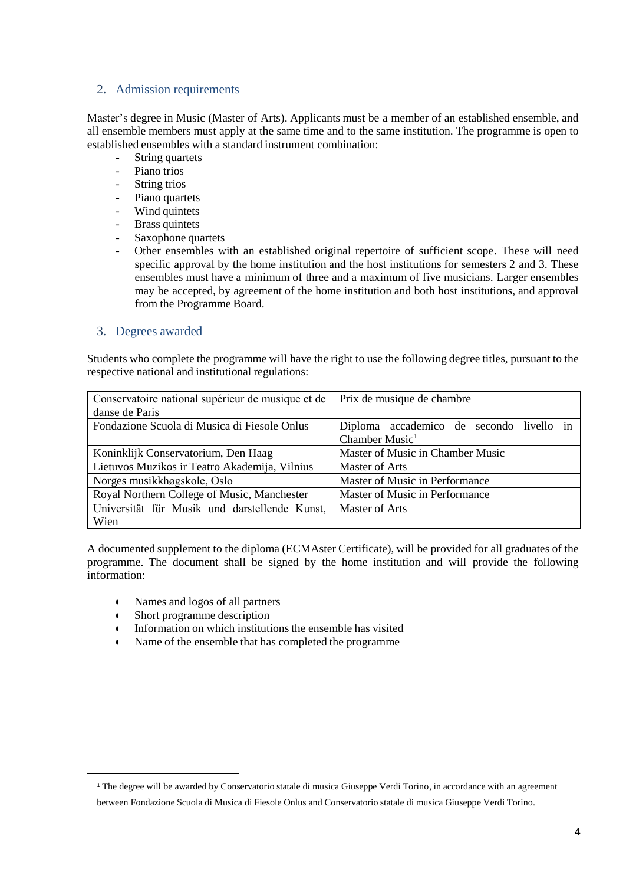## 2. Admission requirements

Master's degree in Music (Master of Arts). Applicants must be a member of an established ensemble, and all ensemble members must apply at the same time and to the same institution. The programme is open to established ensembles with a standard instrument combination:

- String quartets
- Piano trios
- String trios
- Piano quartets
- Wind quintets
- Brass quintets
- Saxophone quartets
- Other ensembles with an established original repertoire of sufficient scope. These will need specific approval by the home institution and the host institutions for semesters 2 and 3. These ensembles must have a minimum of three and a maximum of five musicians. Larger ensembles may be accepted, by agreement of the home institution and both host institutions, and approval from the Programme Board.

## 3. Degrees awarded

Students who complete the programme will have the right to use the following degree titles, pursuant to the respective national and institutional regulations:

| Institution | Degree |
|---|---|
| Conservatoire national supérieur de musique et de danse de Paris | Prix de musique de chambre |
| Fondazione Scuola di Musica di Fiesole Onlus | Diploma accademico de secondo livello in Chamber Music[1] |
| Koninklijk Conservatorium, Den Haag | Master of Music in Chamber Music |
| Lietuvos Muzikos ir Teatro Akademija, Vilnius | Master of Arts |
| Norges musikkhøgskole, Oslo | Master of Music in Performance |
| Royal Northern College of Music, Manchester | Master of Music in Performance |
| Universität für Musik und darstellende Kunst, Wien | Master of Arts |

A documented supplement to the diploma (ECMAster Certificate), will be provided for all graduates of the programme. The document shall be signed by the home institution and will provide the following information:

- Names and logos of all partners
- Short programme description
- Information on which institutions the ensemble has visited
- Name of the ensemble that has completed the programme

[1] The degree will be awarded by Conservatorio statale di musica Giuseppe Verdi Torino, in accordance with an agreement between Fondazione Scuola di Musica di Fiesole Onlus and Conservatorio statale di musica Giuseppe Verdi Torino.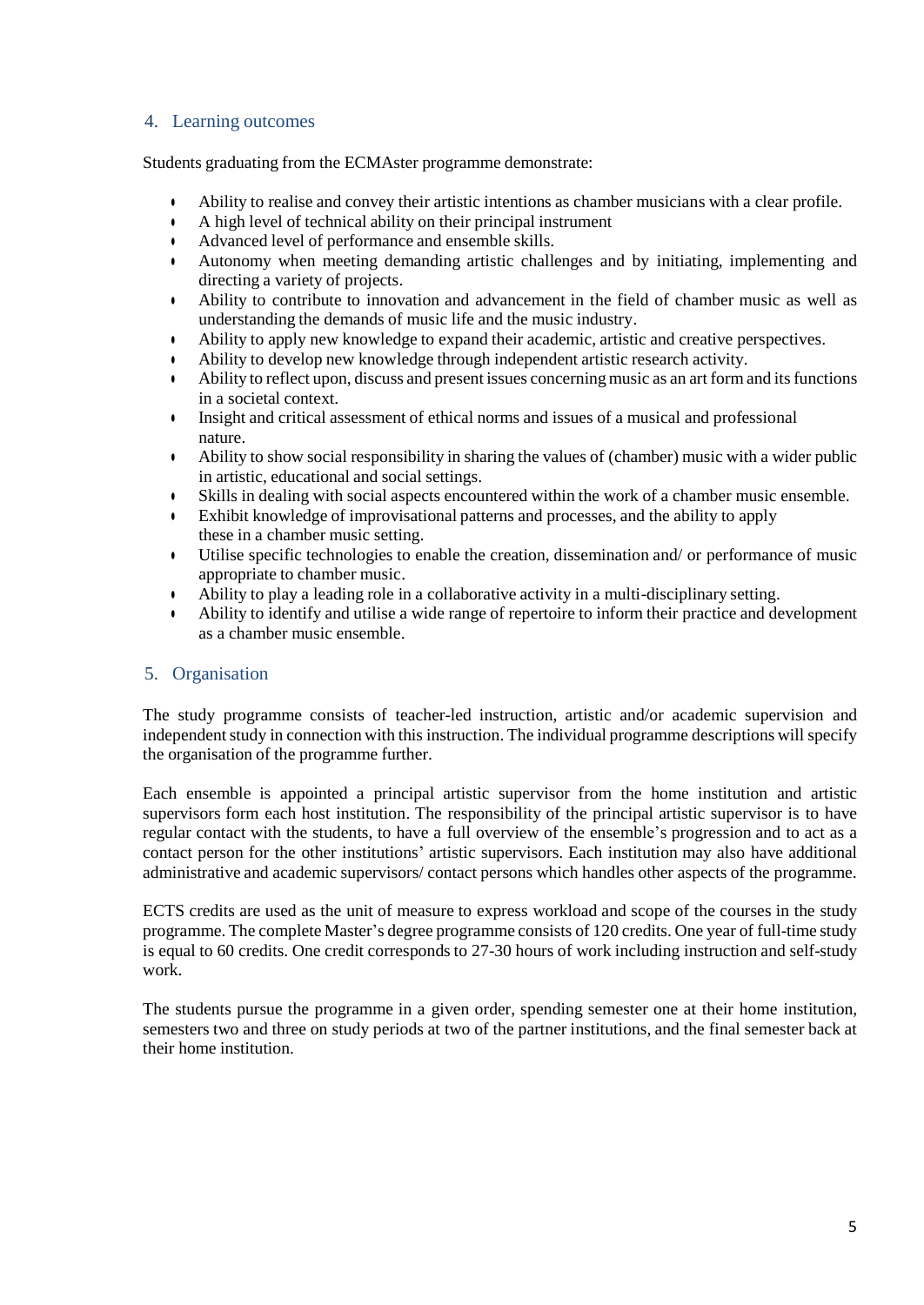## 4. Learning outcomes

Students graduating from the ECMAster programme demonstrate:

- Ability to realise and convey their artistic intentions as chamber musicians with a clear profile.
- A high level of technical ability on their principal instrument
- Advanced level of performance and ensemble skills.
- Autonomy when meeting demanding artistic challenges and by initiating, implementing and directing a variety of projects.
- Ability to contribute to innovation and advancement in the field of chamber music as well as understanding the demands of music life and the music industry.
- Ability to apply new knowledge to expand their academic, artistic and creative perspectives.
- Ability to develop new knowledge through independent artistic research activity.
- Ability to reflect upon, discuss and present issues concerning music as an art form and its functions in a societal context.
- Insight and critical assessment of ethical norms and issues of a musical and professional nature.
- Ability to show social responsibility in sharing the values of (chamber) music with a wider public in artistic, educational and social settings.
- Skills in dealing with social aspects encountered within the work of a chamber music ensemble.
- Exhibit knowledge of improvisational patterns and processes, and the ability to apply these in a chamber music setting.
- Utilise specific technologies to enable the creation, dissemination and/ or performance of music appropriate to chamber music.
- Ability to play a leading role in a collaborative activity in a multi-disciplinary setting.
- Ability to identify and utilise a wide range of repertoire to inform their practice and development as a chamber music ensemble.

## 5. Organisation

The study programme consists of teacher-led instruction, artistic and/or academic supervision and independent study in connection with this instruction. The individual programme descriptions will specify the organisation of the programme further.

Each ensemble is appointed a principal artistic supervisor from the home institution and artistic supervisors form each host institution. The responsibility of the principal artistic supervisor is to have regular contact with the students, to have a full overview of the ensemble's progression and to act as a contact person for the other institutions' artistic supervisors. Each institution may also have additional administrative and academic supervisors/ contact persons which handles other aspects of the programme.

ECTS credits are used as the unit of measure to express workload and scope of the courses in the study programme. The complete Master's degree programme consists of 120 credits. One year of full-time study is equal to 60 credits. One credit corresponds to 27-30 hours of work including instruction and self-study work.

The students pursue the programme in a given order, spending semester one at their home institution, semesters two and three on study periods at two of the partner institutions, and the final semester back at their home institution.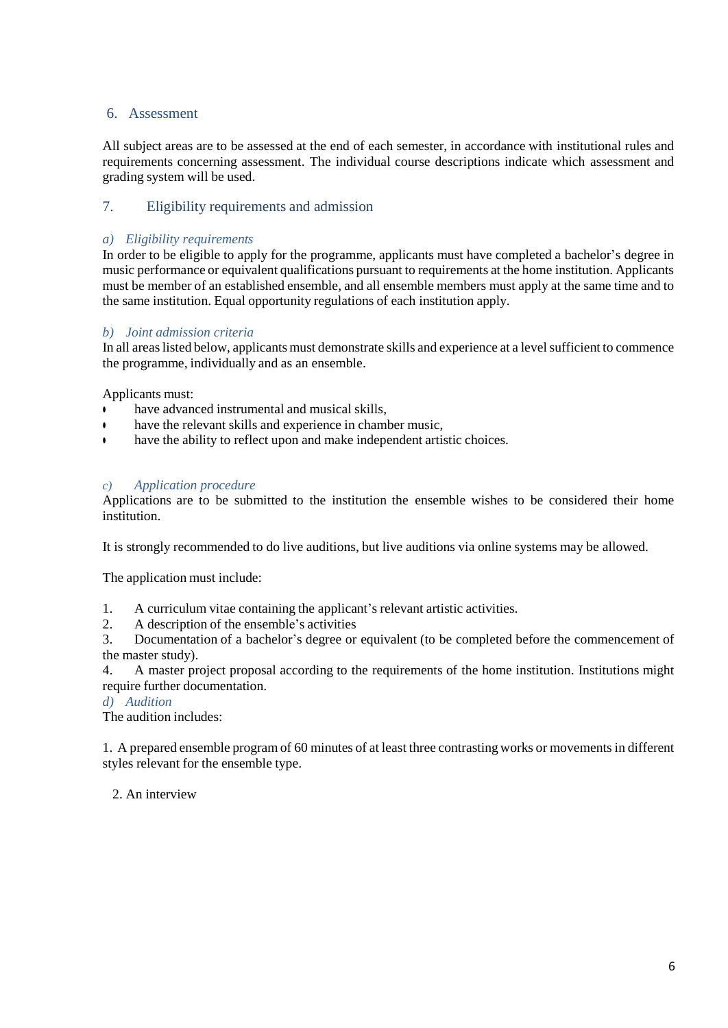## 6. Assessment

All subject areas are to be assessed at the end of each semester, in accordance with institutional rules and requirements concerning assessment. The individual course descriptions indicate which assessment and grading system will be used.

## 7. Eligibility requirements and admission

### *a) Eligibility requirements*

In order to be eligible to apply for the programme, applicants must have completed a bachelor's degree in music performance or equivalent qualifications pursuant to requirements at the home institution. Applicants must be member of an established ensemble, and all ensemble members must apply at the same time and to the same institution. Equal opportunity regulations of each institution apply.

### *b) Joint admission criteria*

In all areas listed below, applicants must demonstrate skills and experience at a level sufficient to commence the programme, individually and as an ensemble.

Applicants must:

- have advanced instrumental and musical skills,
- have the relevant skills and experience in chamber music,
- have the ability to reflect upon and make independent artistic choices.

### *c) Application procedure*

Applications are to be submitted to the institution the ensemble wishes to be considered their home institution.

It is strongly recommended to do live auditions, but live auditions via online systems may be allowed.

The application must include:

1. A curriculum vitae containing the applicant's relevant artistic activities.
2. A description of the ensemble's activities
3. Documentation of a bachelor's degree or equivalent (to be completed before the commencement of the master study).
4. A master project proposal according to the requirements of the home institution. Institutions might require further documentation.

### *d) Audition*

The audition includes:

1. A prepared ensemble program of 60 minutes of at least three contrasting works or movements in different styles relevant for the ensemble type.
2. An interview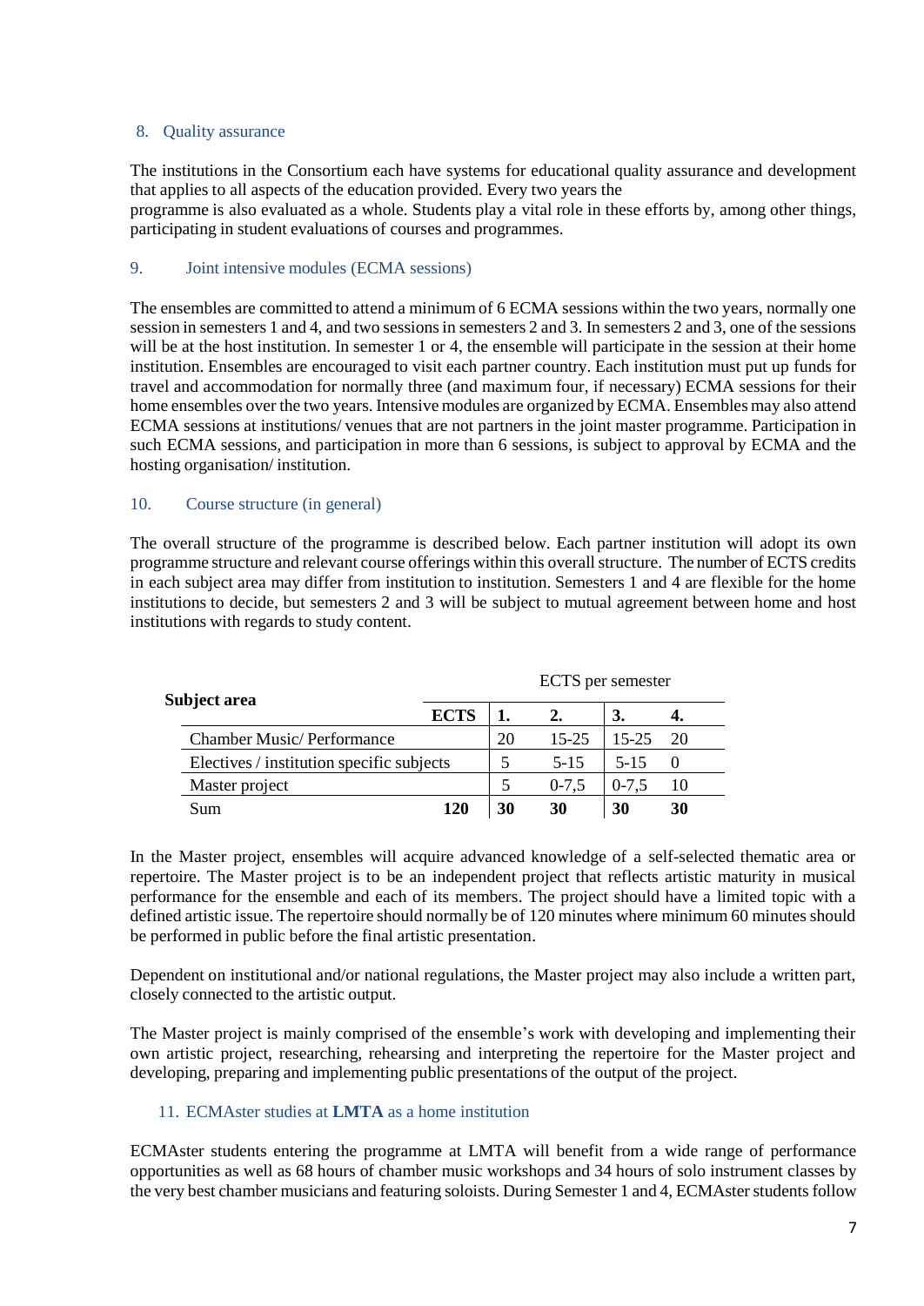## 8. Quality assurance

The institutions in the Consortium each have systems for educational quality assurance and development that applies to all aspects of the education provided. Every two years the programme is also evaluated as a whole. Students play a vital role in these efforts by, among other things, participating in student evaluations of courses and programmes.

## 9. Joint intensive modules (ECMA sessions)

The ensembles are committed to attend a minimum of 6 ECMA sessions within the two years, normally one session in semesters 1 and 4, and two sessions in semesters 2 and 3. In semesters 2 and 3, one of the sessions will be at the host institution. In semester 1 or 4, the ensemble will participate in the session at their home institution. Ensembles are encouraged to visit each partner country. Each institution must put up funds for travel and accommodation for normally three (and maximum four, if necessary) ECMA sessions for their home ensembles over the two years. Intensive modules are organized by ECMA. Ensembles may also attend ECMA sessions at institutions/ venues that are not partners in the joint master programme. Participation in such ECMA sessions, and participation in more than 6 sessions, is subject to approval by ECMA and the hosting organisation/ institution.

## 10. Course structure (in general)

The overall structure of the programme is described below. Each partner institution will adopt its own programme structure and relevant course offerings within this overall structure. The number of ECTS credits in each subject area may differ from institution to institution. Semesters 1 and 4 are flexible for the home institutions to decide, but semesters 2 and 3 will be subject to mutual agreement between home and host institutions with regards to study content.

| Subject area | | ECTS per semester | | | |
|---|---|---|---|---|---|
| | **ECTS** | **1.** | **2.** | **3.** | **4.** |
| Chamber Music/ Performance | | 20 | 15-25 | 15-25 | 20 |
| Electives / institution specific subjects | | 5 | 5-15 | 5-15 | 0 |
| Master project | | 5 | 0-7,5 | 0-7,5 | 10 |
| Sum | **120** | **30** | **30** | **30** | **30** |

In the Master project, ensembles will acquire advanced knowledge of a self-selected thematic area or repertoire. The Master project is to be an independent project that reflects artistic maturity in musical performance for the ensemble and each of its members. The project should have a limited topic with a defined artistic issue. The repertoire should normally be of 120 minutes where minimum 60 minutes should be performed in public before the final artistic presentation.

Dependent on institutional and/or national regulations, the Master project may also include a written part, closely connected to the artistic output.

The Master project is mainly comprised of the ensemble's work with developing and implementing their own artistic project, researching, rehearsing and interpreting the repertoire for the Master project and developing, preparing and implementing public presentations of the output of the project.

## 11. ECMAster studies at **LMTA** as a home institution

ECMAster students entering the programme at LMTA will benefit from a wide range of performance opportunities as well as 68 hours of chamber music workshops and 34 hours of solo instrument classes by the very best chamber musicians and featuring soloists. During Semester 1 and 4, ECMAster students follow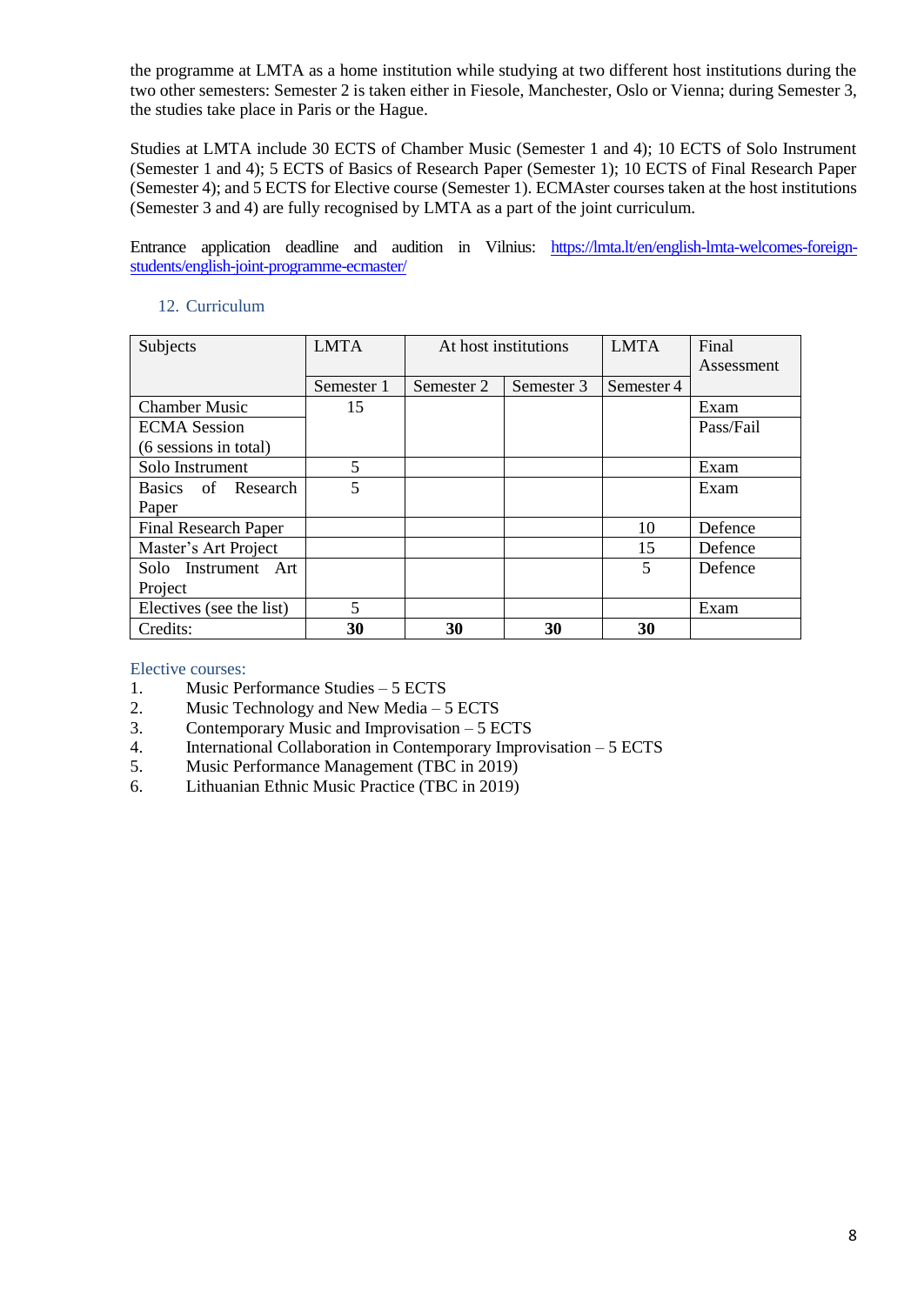the programme at LMTA as a home institution while studying at two different host institutions during the two other semesters: Semester 2 is taken either in Fiesole, Manchester, Oslo or Vienna; during Semester 3, the studies take place in Paris or the Hague.

Studies at LMTA include 30 ECTS of Chamber Music (Semester 1 and 4); 10 ECTS of Solo Instrument (Semester 1 and 4); 5 ECTS of Basics of Research Paper (Semester 1); 10 ECTS of Final Research Paper (Semester 4); and 5 ECTS for Elective course (Semester 1). ECMAster courses taken at the host institutions (Semester 3 and 4) are fully recognised by LMTA as a part of the joint curriculum.

Entrance application deadline and audition in Vilnius: https://lmta.lt/en/english-lmta-welcomes-foreign-students/english-joint-programme-ecmaster/

## 12. Curriculum

| Subjects | LMTA | At host institutions | | LMTA | Final Assessment |
|---|---|---|---|---|---|
| | Semester 1 | Semester 2 | Semester 3 | Semester 4 | |
| Chamber Music | 15 | | | | Exam |
| ECMA Session (6 sessions in total) | | | | | Pass/Fail |
| Solo Instrument | 5 | | | | Exam |
| Basics of Research Paper | 5 | | | | Exam |
| Final Research Paper | | | | 10 | Defence |
| Master's Art Project | | | | 15 | Defence |
| Solo Instrument Art Project | | | | 5 | Defence |
| Electives (see the list) | 5 | | | | Exam |
| Credits: | **30** | **30** | **30** | **30** | |

Elective courses:

1. Music Performance Studies – 5 ECTS
2. Music Technology and New Media – 5 ECTS
3. Contemporary Music and Improvisation – 5 ECTS
4. International Collaboration in Contemporary Improvisation – 5 ECTS
5. Music Performance Management (TBC in 2019)
6. Lithuanian Ethnic Music Practice (TBC in 2019)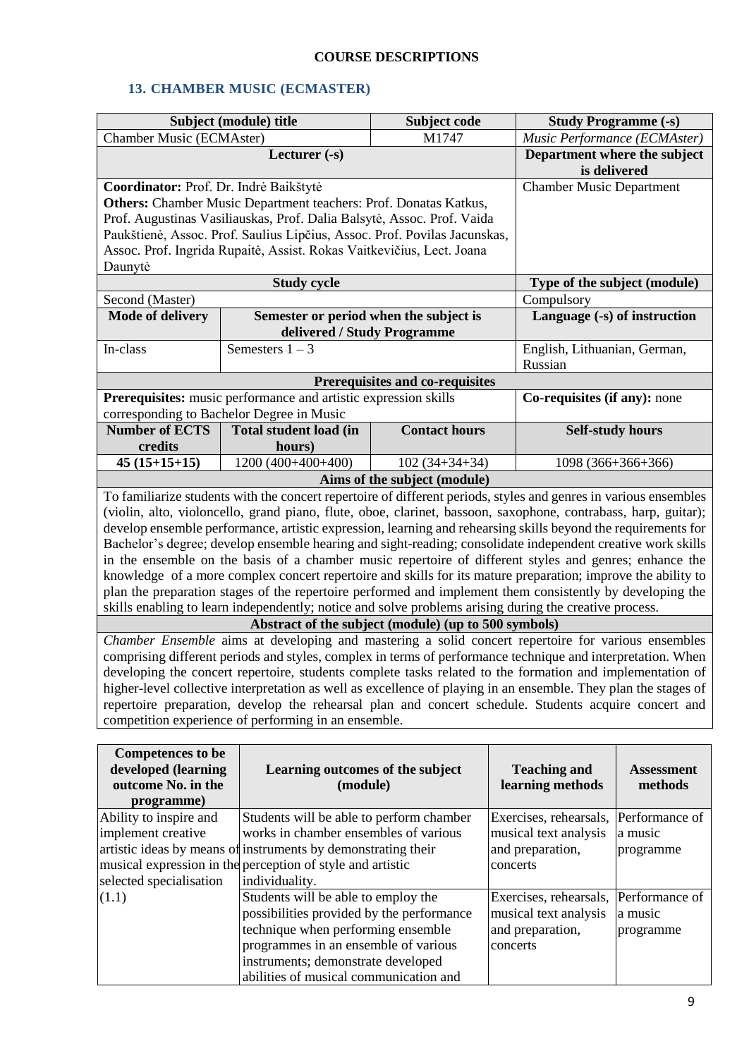**COURSE DESCRIPTIONS**

## 13. CHAMBER MUSIC (ECMASTER)

| Subject (module) title | | Subject code | Study Programme (-s) |
|---|---|---|---|
| Chamber Music (ECMAster) | | M1747 | *Music Performance (ECMAster)* |
| **Lecturer (-s)** | | | **Department where the subject is delivered** |
| **Coordinator:** Prof. Dr. Indrė Baikštytė<br>**Others:** Chamber Music Department teachers: Prof. Donatas Katkus, Prof. Augustinas Vasiliauskas, Prof. Dalia Balsytė, Assoc. Prof. Vaida Paukštienė, Assoc. Prof. Saulius Lipčius, Assoc. Prof. Povilas Jacunskas, Assoc. Prof. Ingrida Rupaitė, Assist. Rokas Vaitkevičius, Lect. Joana Daunytė | | | Chamber Music Department |
| **Study cycle** | | | **Type of the subject (module)** |
| Second (Master) | | | Compulsory |
| **Mode of delivery** | **Semester or period when the subject is delivered / Study Programme** | | **Language (-s) of instruction** |
| In-class | Semesters 1 – 3 | | English, Lithuanian, German, Russian |
| **Prerequisites and co-requisites** | | | |
| **Prerequisites:** music performance and artistic expression skills corresponding to Bachelor Degree in Music | | | **Co-requisites (if any):** none |
| **Number of ECTS credits** | **Total student load (in hours)** | **Contact hours** | **Self-study hours** |
| **45 (15+15+15)** | 1200 (400+400+400) | 102 (34+34+34) | 1098 (366+366+366) |
| **Aims of the subject (module)** | | | |
| To familiarize students with the concert repertoire of different periods, styles and genres in various ensembles (violin, alto, violoncello, grand piano, flute, oboe, clarinet, bassoon, saxophone, contrabass, harp, guitar); develop ensemble performance, artistic expression, learning and rehearsing skills beyond the requirements for Bachelor's degree; develop ensemble hearing and sight-reading; consolidate independent creative work skills in the ensemble on the basis of a chamber music repertoire of different styles and genres; enhance the knowledge of a more complex concert repertoire and skills for its mature preparation; improve the ability to plan the preparation stages of the repertoire performed and implement them consistently by developing the skills enabling to learn independently; notice and solve problems arising during the creative process. | | | |
| **Abstract of the subject (module) (up to 500 symbols)** | | | |
| *Chamber Ensemble* aims at developing and mastering a solid concert repertoire for various ensembles comprising different periods and styles, complex in terms of performance technique and interpretation. When developing the concert repertoire, students complete tasks related to the formation and implementation of higher-level collective interpretation as well as excellence of playing in an ensemble. They plan the stages of repertoire preparation, develop the rehearsal plan and concert schedule. Students acquire concert and competition experience of performing in an ensemble. | | | |

| Competences to be developed (learning outcome No. in the programme) | Learning outcomes of the subject (module) | Teaching and learning methods | Assessment methods |
|---|---|---|---|
| Ability to inspire and implement creative artistic ideas by means of musical expression in the selected specialisation (1.1) | Students will be able to perform chamber works in chamber ensembles of various instruments by demonstrating their perception of style and artistic individuality. | Exercises, rehearsals, musical text analysis and preparation, concerts | Performance of a music programme |
| | Students will be able to employ the possibilities provided by the performance technique when performing ensemble programmes in an ensemble of various instruments; demonstrate developed abilities of musical communication and | Exercises, rehearsals, musical text analysis and preparation, concerts | Performance of a music programme |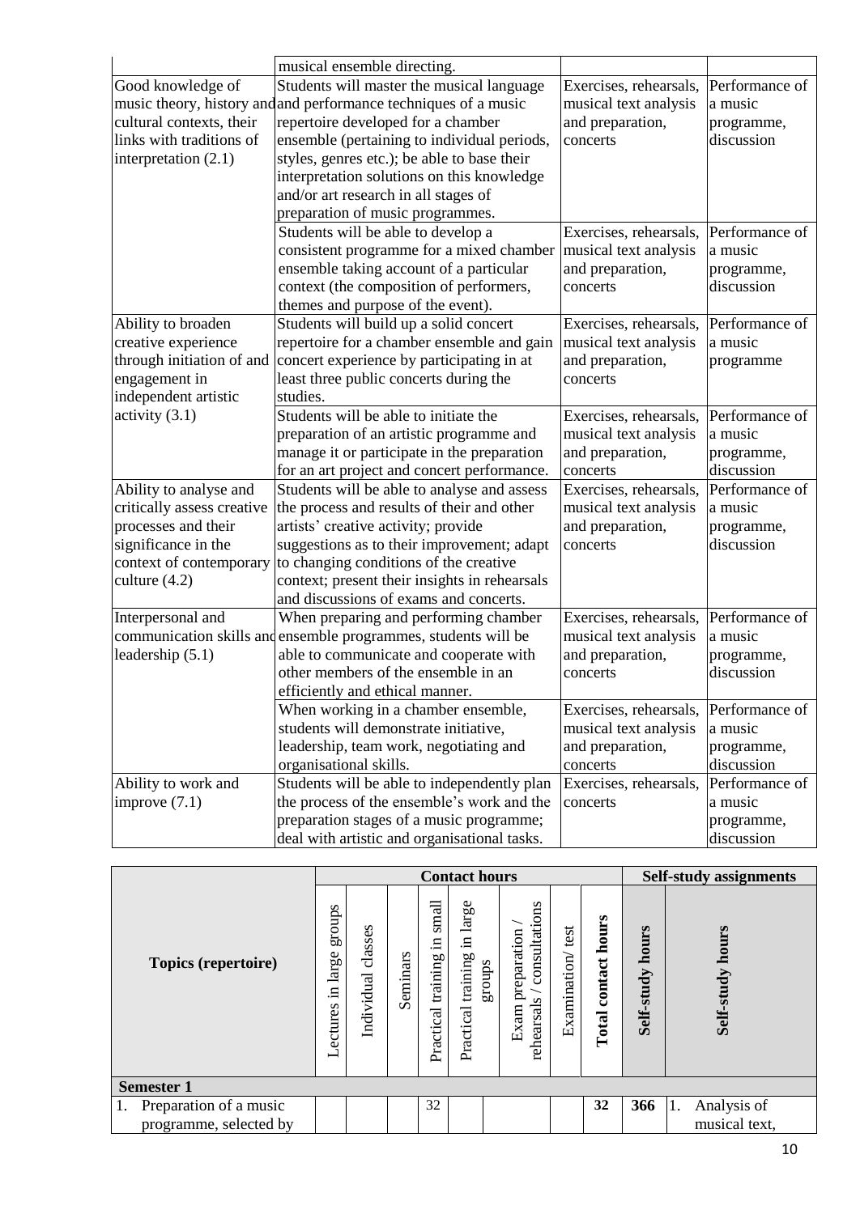| | | | |
|---|---|---|---|
| | musical ensemble directing. | | |
| Good knowledge of music theory, history and cultural contexts, their links with traditions of interpretation (2.1) | Students will master the musical language and performance techniques of a music repertoire developed for a chamber ensemble (pertaining to individual periods, styles, genres etc.); be able to base their interpretation solutions on this knowledge and/or art research in all stages of preparation of music programmes. | Exercises, rehearsals, musical text analysis and preparation, concerts | Performance of a music programme, discussion |
| | Students will be able to develop a consistent programme for a mixed chamber ensemble taking account of a particular context (the composition of performers, themes and purpose of the event). | Exercises, rehearsals, musical text analysis and preparation, concerts | Performance of a music programme, discussion |
| Ability to broaden creative experience through initiation of and engagement in independent artistic activity (3.1) | Students will build up a solid concert repertoire for a chamber ensemble and gain concert experience by participating in at least three public concerts during the studies. | Exercises, rehearsals, musical text analysis and preparation, concerts | Performance of a music programme |
| | Students will be able to initiate the preparation of an artistic programme and manage it or participate in the preparation for an art project and concert performance. | Exercises, rehearsals, musical text analysis and preparation, concerts | Performance of a music programme, discussion |
| Ability to analyse and critically assess creative processes and their significance in the context of contemporary culture (4.2) | Students will be able to analyse and assess the process and results of their and other artists' creative activity; provide suggestions as to their improvement; adapt to changing conditions of the creative context; present their insights in rehearsals and discussions of exams and concerts. | Exercises, rehearsals, musical text analysis and preparation, concerts | Performance of a music programme, discussion |
| Interpersonal and communication skills and leadership (5.1) | When preparing and performing chamber ensemble programmes, students will be able to communicate and cooperate with other members of the ensemble in an efficiently and ethical manner. | Exercises, rehearsals, musical text analysis and preparation, concerts | Performance of a music programme, discussion |
| | When working in a chamber ensemble, students will demonstrate initiative, leadership, team work, negotiating and organisational skills. | Exercises, rehearsals, musical text analysis and preparation, concerts | Performance of a music programme, discussion |
| Ability to work and improve (7.1) | Students will be able to independently plan the process of the ensemble's work and the preparation stages of a music programme; deal with artistic and organisational tasks. | Exercises, rehearsals, concerts | Performance of a music programme, discussion |

| Topics (repertoire) | Contact hours | | | | | | | | Self-study assignments | |
|---|---|---|---|---|---|---|---|---|---|---|
| | Lectures in large groups | Individual classes | Seminars | Practical training in small groups | Practical training in large groups | Exam preparation / rehearsals / consultations | Examination/ test | **Total contact hours** | **Self-study hours** | **Self-study hours** |
| **Semester 1** | | | | | | | | | | |
| 1. Preparation of a music programme, selected by | | | | 32 | | | | **32** | **366** | 1. Analysis of musical text, |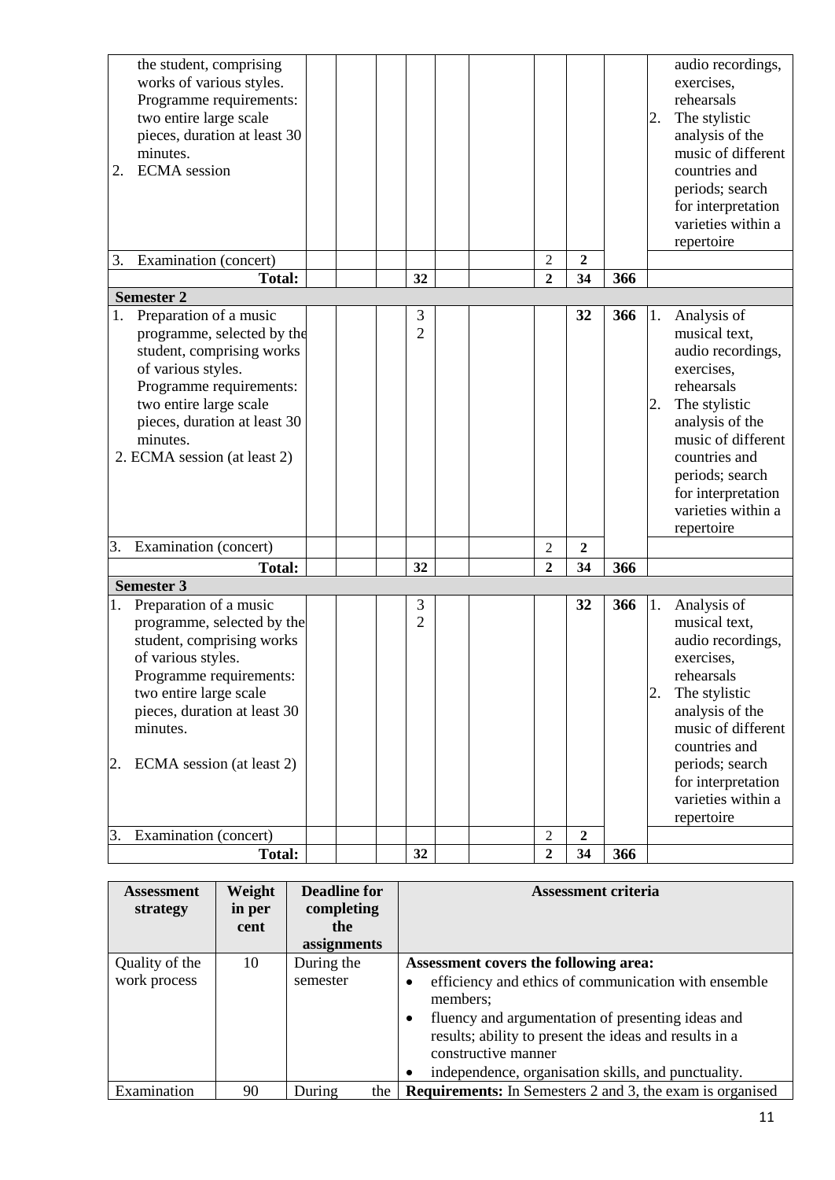| | | | | | | | | | | |
|---|---|---|---|---|---|---|---|---|---|---|
| the student, comprising works of various styles. Programme requirements: two entire large scale pieces, duration at least 30 minutes.<br>2. ECMA session | | | | | | | | | | audio recordings, exercises, rehearsals<br>2. The stylistic analysis of the music of different countries and periods; search for interpretation varieties within a repertoire |
| 3. Examination (concert) | | | | | | | 2 | **2** | | |
| **Total:** | | | | **32** | | | **2** | **34** | **366** | |
| **Semester 2** | | | | | | | | | | |
| 1. Preparation of a music programme, selected by the student, comprising works of various styles. Programme requirements: two entire large scale pieces, duration at least 30 minutes.<br>2. ECMA session (at least 2) | | | | 32 | | | | **32** | **366** | 1. Analysis of musical text, audio recordings, exercises, rehearsals<br>2. The stylistic analysis of the music of different countries and periods; search for interpretation varieties within a repertoire |
| 3. Examination (concert) | | | | | | | 2 | **2** | | |
| **Total:** | | | | **32** | | | **2** | **34** | **366** | |
| **Semester 3** | | | | | | | | | | |
| 1. Preparation of a music programme, selected by the student, comprising works of various styles. Programme requirements: two entire large scale pieces, duration at least 30 minutes.<br>2. ECMA session (at least 2) | | | | 32 | | | | **32** | **366** | 1. Analysis of musical text, audio recordings, exercises, rehearsals<br>2. The stylistic analysis of the music of different countries and periods; search for interpretation varieties within a repertoire |
| 3. Examination (concert) | | | | | | | 2 | **2** | | |
| **Total:** | | | | **32** | | | **2** | **34** | **366** | |

| Assessment strategy | Weight in per cent | Deadline for completing the assignments | Assessment criteria |
|---|---|---|---|
| Quality of the work process | 10 | During the semester | **Assessment covers the following area:**<br>• efficiency and ethics of communication with ensemble members;<br>• fluency and argumentation of presenting ideas and results; ability to present the ideas and results in a constructive manner<br>• independence, organisation skills, and punctuality. |
| Examination | 90 | During the | **Requirements:** In Semesters 2 and 3, the exam is organised |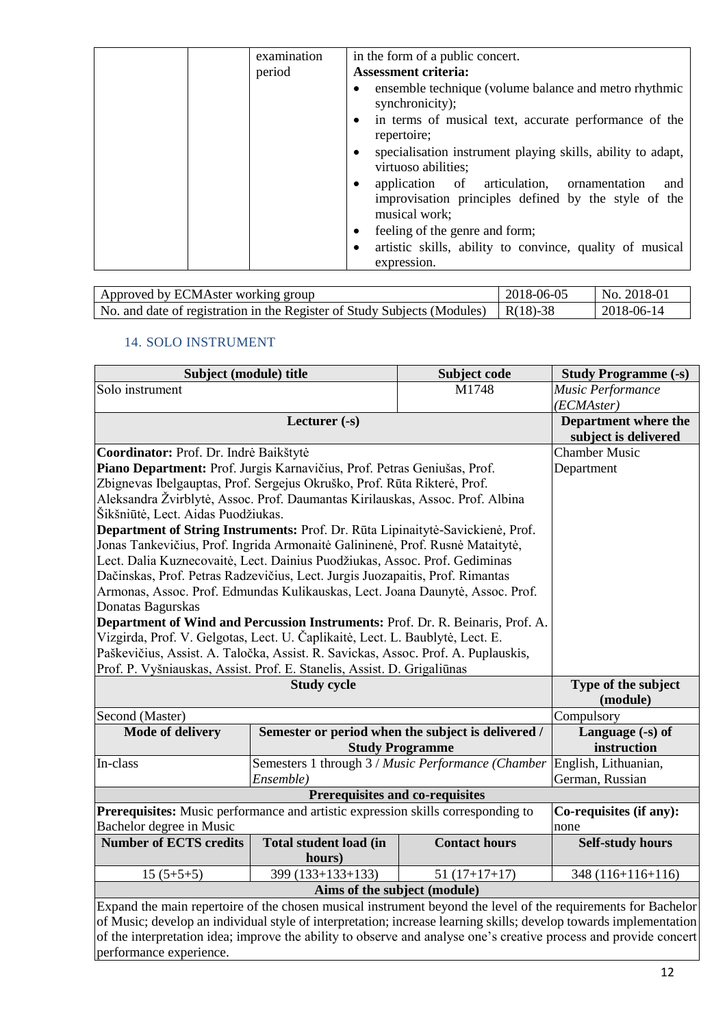|  |  | examination period | in the form of a public concert.<br>**Assessment criteria:**<br>• ensemble technique (volume balance and metro rhythmic synchronicity);<br>• in terms of musical text, accurate performance of the repertoire;<br>• specialisation instrument playing skills, ability to adapt, virtuoso abilities;<br>• application of articulation, ornamentation and improvisation principles defined by the style of the musical work;<br>• feeling of the genre and form;<br>• artistic skills, ability to convince, quality of musical expression. |
|---|---|---|---|

| Approved by ECMAster working group | 2018-06-05 | No. 2018-01 |
|---|---|---|
| No. and date of registration in the Register of Study Subjects (Modules) | R(18)-38 | 2018-06-14 |

## 14. SOLO INSTRUMENT

| **Subject (module) title** | | **Subject code** | **Study Programme (-s)** |
|---|---|---|---|
| Solo instrument | | M1748 | *Music Performance (ECMAster)* |
| **Lecturer (-s)** | | | **Department where the subject is delivered** |
| **Coordinator:** Prof. Dr. Indrė Baikštytė<br>**Piano Department:** Prof. Jurgis Karnavičius, Prof. Petras Geniušas, Prof. Zbignevas Ibelgauptas, Prof. Sergejus Okruško, Prof. Rūta Rikterė, Prof. Aleksandra Žvirblytė, Assoc. Prof. Daumantas Kirilauskas, Assoc. Prof. Albina Šikšniūtė, Lect. Aidas Puodžiukas.<br>**Department of String Instruments:** Prof. Dr. Rūta Lipinaitytė-Savickienė, Prof. Jonas Tankevičius, Prof. Ingrida Armonaitė Galininenė, Prof. Rusnė Mataitytė, Lect. Dalia Kuznecovaitė, Lect. Dainius Puodžiukas, Assoc. Prof. Gediminas Dačinskas, Prof. Petras Radzevičius, Lect. Jurgis Juozapaitis, Prof. Rimantas Armonas, Assoc. Prof. Edmundas Kulikauskas, Lect. Joana Daunytė, Assoc. Prof. Donatas Bagurskas<br>**Department of Wind and Percussion Instruments:** Prof. Dr. R. Beinaris, Prof. A. Vizgirda, Prof. V. Gelgotas, Lect. U. Čaplikaitė, Lect. L. Baublytė, Lect. E. Paškevičius, Assist. A. Taločka, Assist. R. Savickas, Assoc. Prof. A. Puplauskis, Prof. P. Vyšniauskas, Assist. Prof. E. Stanelis, Assist. D. Grigaliūnas | | | Chamber Music Department |
| **Study cycle** | | | **Type of the subject (module)** |
| Second (Master) | | | Compulsory |
| **Mode of delivery** | **Semester or period when the subject is delivered / Study Programme** | | **Language (-s) of instruction** |
| In-class | Semesters 1 through 3 / *Music Performance (Chamber Ensemble)* | | English, Lithuanian, German, Russian |
| **Prerequisites and co-requisites** | | | |
| **Prerequisites:** Music performance and artistic expression skills corresponding to Bachelor degree in Music | | | **Co-requisites (if any):** none |
| **Number of ECTS credits** | **Total student load (in hours)** | **Contact hours** | **Self-study hours** |
| 15 (5+5+5) | 399 (133+133+133) | 51 (17+17+17) | 348 (116+116+116) |
| **Aims of the subject (module)** | | | |
| Expand the main repertoire of the chosen musical instrument beyond the level of the requirements for Bachelor of Music; develop an individual style of interpretation; increase learning skills; develop towards implementation of the interpretation idea; improve the ability to observe and analyse one's creative process and provide concert performance experience. | | | |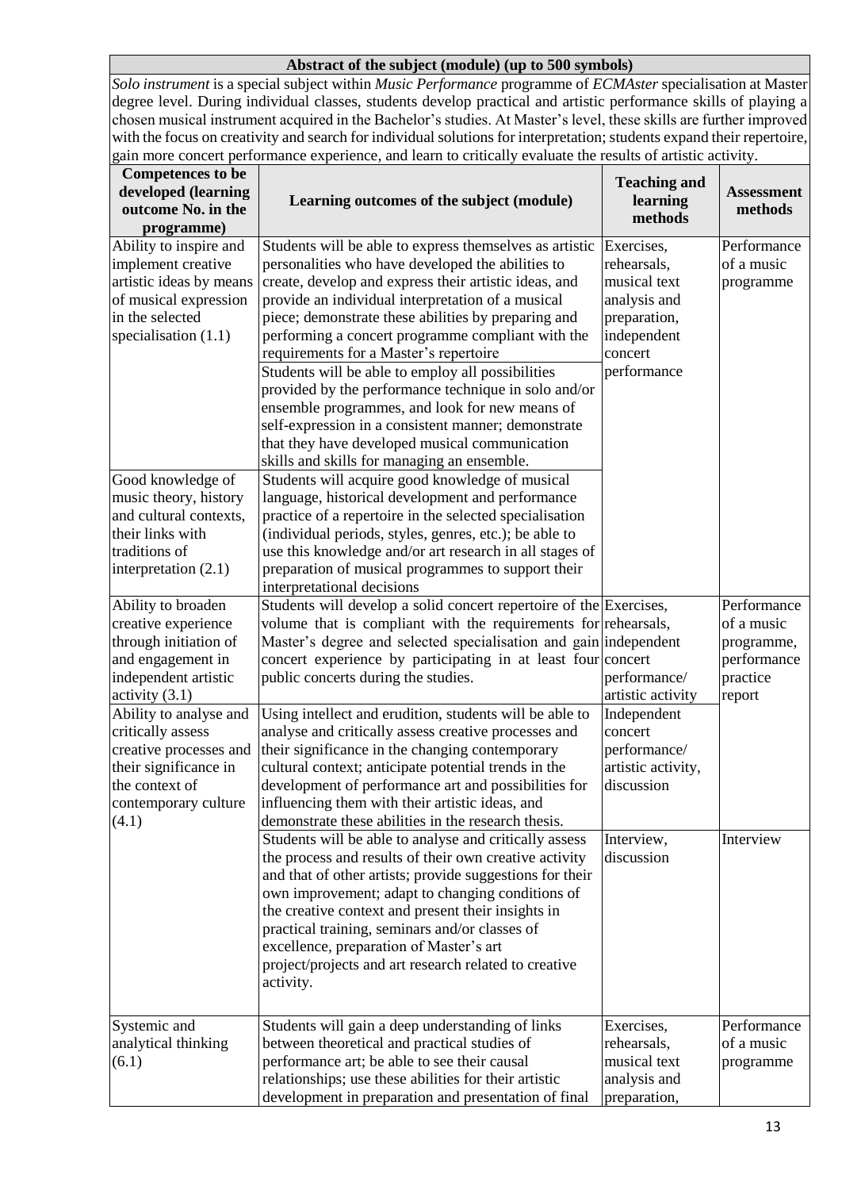| Abstract of the subject (module) (up to 500 symbols) | | | |
|---|---|---|---|
| *Solo instrument* is a special subject within *Music Performance* programme of *ECMAster* specialisation at Master degree level. During individual classes, students develop practical and artistic performance skills of playing a chosen musical instrument acquired in the Bachelor's studies. At Master's level, these skills are further improved with the focus on creativity and search for individual solutions for interpretation; students expand their repertoire, gain more concert performance experience, and learn to critically evaluate the results of artistic activity. | | | |
| **Competences to be developed (learning outcome No. in the programme)** | **Learning outcomes of the subject (module)** | **Teaching and learning methods** | **Assessment methods** |
| Ability to inspire and implement creative artistic ideas by means of musical expression in the selected specialisation (1.1) | Students will be able to express themselves as artistic personalities who have developed the abilities to create, develop and express their artistic ideas, and provide an individual interpretation of a musical piece; demonstrate these abilities by preparing and performing a concert programme compliant with the requirements for a Master's repertoire | Exercises, rehearsals, musical text analysis and preparation, independent concert performance | Performance of a music programme |
| | Students will be able to employ all possibilities provided by the performance technique in solo and/or ensemble programmes, and look for new means of self-expression in a consistent manner; demonstrate that they have developed musical communication skills and skills for managing an ensemble. | | |
| Good knowledge of music theory, history and cultural contexts, their links with traditions of interpretation (2.1) | Students will acquire good knowledge of musical language, historical development and performance practice of a repertoire in the selected specialisation (individual periods, styles, genres, etc.); be able to use this knowledge and/or art research in all stages of preparation of musical programmes to support their interpretational decisions | | |
| Ability to broaden creative experience through initiation of and engagement in independent artistic activity (3.1) | Students will develop a solid concert repertoire of the volume that is compliant with the requirements for Master's degree and selected specialisation and gain concert experience by participating in at least four public concerts during the studies. | Exercises, rehearsals, independent concert performance/ artistic activity | Performance of a music programme, performance practice report |
| Ability to analyse and critically assess creative processes and their significance in the context of contemporary culture (4.1) | Using intellect and erudition, students will be able to analyse and critically assess creative processes and their significance in the changing contemporary cultural context; anticipate potential trends in the development of performance art and possibilities for influencing them with their artistic ideas, and demonstrate these abilities in the research thesis. | Independent concert performance/ artistic activity, discussion | |
| | Students will be able to analyse and critically assess the process and results of their own creative activity and that of other artists; provide suggestions for their own improvement; adapt to changing conditions of the creative context and present their insights in practical training, seminars and/or classes of excellence, preparation of Master's art project/projects and art research related to creative activity. | Interview, discussion | Interview |
| Systemic and analytical thinking (6.1) | Students will gain a deep understanding of links between theoretical and practical studies of performance art; be able to see their causal relationships; use these abilities for their artistic development in preparation and presentation of final | Exercises, rehearsals, musical text analysis and preparation, | Performance of a music programme |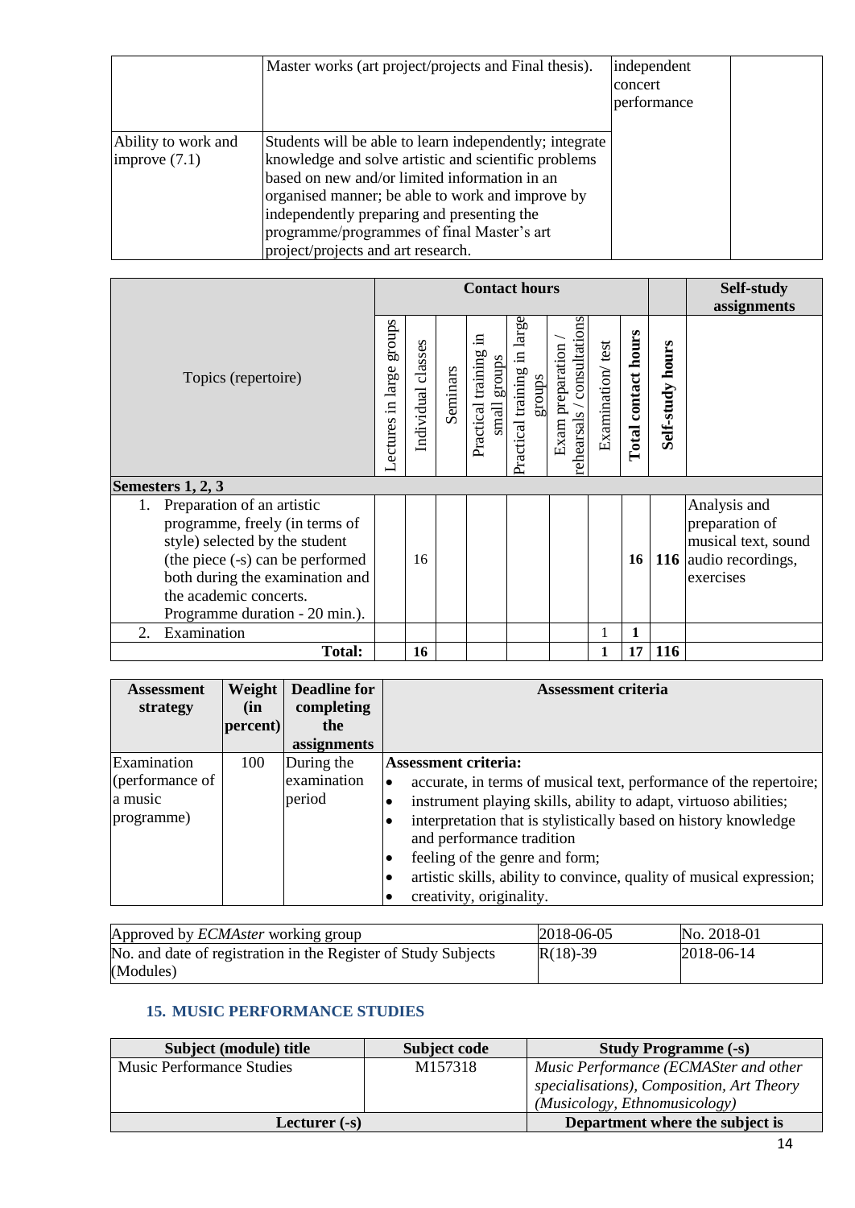| | Master works (art project/projects and Final thesis). | independent concert performance | |
|---|---|---|---|
| Ability to work and improve (7.1) | Students will be able to learn independently; integrate knowledge and solve artistic and scientific problems based on new and/or limited information in an organised manner; be able to work and improve by independently preparing and presenting the programme/programmes of final Master's art project/projects and art research. | | |

| Topics (repertoire) | Contact hours | | | | | | | | | Self-study assignments |
|---|---|---|---|---|---|---|---|---|---|---|
| | Lectures in large groups | Individual classes | Seminars | Practical training in small groups | Practical training in large groups | Exam preparation / rehearsals / consultations | Examination/ test | **Total contact hours** | **Self-study hours** | |
| **Semesters 1, 2, 3** | | | | | | | | | | |
| 1. Preparation of an artistic programme, freely (in terms of style) selected by the student (the piece (-s) can be performed both during the examination and the academic concerts. Programme duration - 20 min.). | | 16 | | | | | | **16** | **116** | Analysis and preparation of musical text, sound audio recordings, exercises |
| 2. Examination | | | | | | | 1 | **1** | | |
| **Total:** | | **16** | | | | | **1** | **17** | **116** | |

| Assessment strategy | Weight (in percent) | Deadline for completing the assignments | Assessment criteria |
|---|---|---|---|
| Examination (performance of a music programme) | 100 | During the examination period | **Assessment criteria:**<br>• accurate, in terms of musical text, performance of the repertoire;<br>• instrument playing skills, ability to adapt, virtuoso abilities;<br>• interpretation that is stylistically based on history knowledge and performance tradition<br>• feeling of the genre and form;<br>• artistic skills, ability to convince, quality of musical expression;<br>• creativity, originality. |

| Approved by *ECMAster* working group | 2018-06-05 | No. 2018-01 |
|---|---|---|
| No. and date of registration in the Register of Study Subjects (Modules) | R(18)-39 | 2018-06-14 |

## 15. MUSIC PERFORMANCE STUDIES

| Subject (module) title | Subject code | Study Programme (-s) |
|---|---|---|
| Music Performance Studies | M157318 | *Music Performance (ECMASter and other specialisations), Composition, Art Theory (Musicology, Ethnomusicology)* |
| **Lecturer (-s)** | | **Department where the subject is** |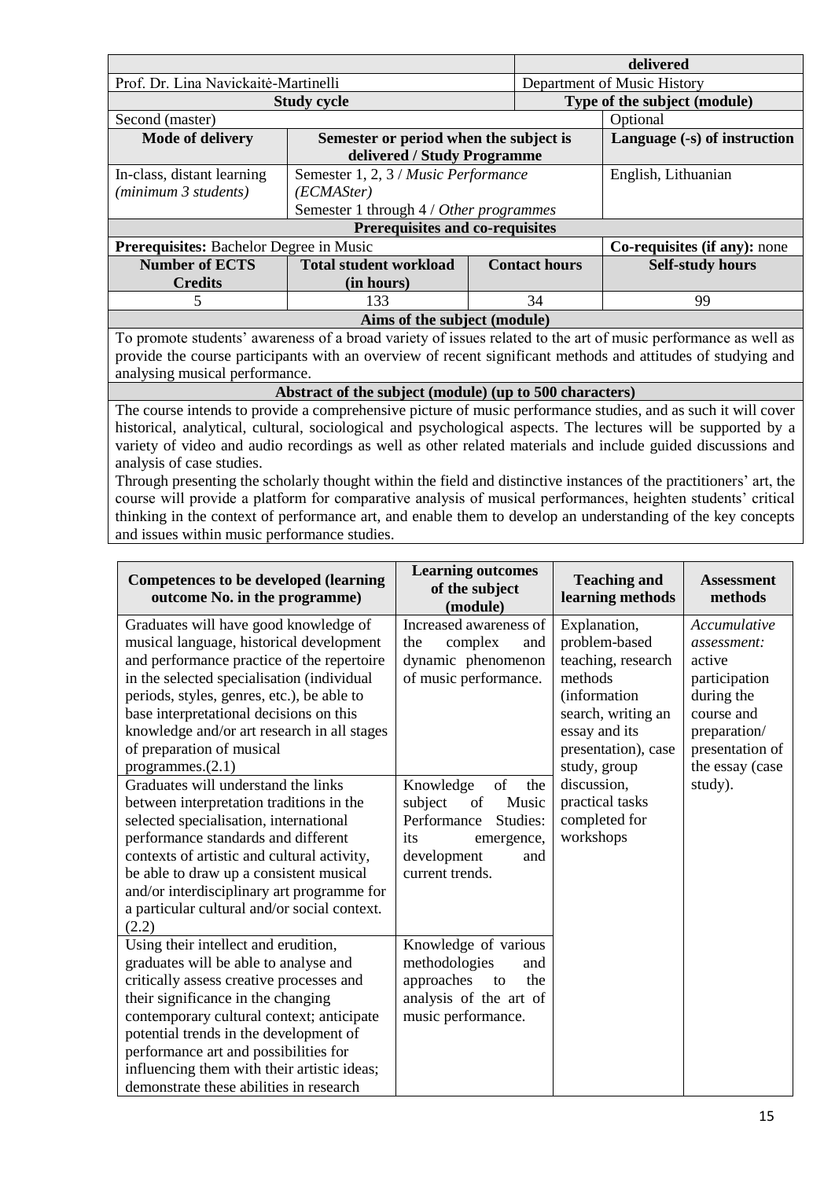| | | | delivered |
|---|---|---|---|
| Prof. Dr. Lina Navickaitė-Martinelli | | Department of Music History | |
| **Study cycle** | | **Type of the subject (module)** | |
| Second (master) | | | Optional |
| **Mode of delivery** | **Semester or period when the subject is delivered / Study Programme** | | **Language (-s) of instruction** |
| In-class, distant learning *(minimum 3 students)* | Semester 1, 2, 3 / *Music Performance (ECMASter)*<br>Semester 1 through 4 / *Other programmes* | | English, Lithuanian |
| **Prerequisites and co-requisites** | | | |
| **Prerequisites:** Bachelor Degree in Music | | | **Co-requisites (if any):** none |
| **Number of ECTS Credits** | **Total student workload (in hours)** | **Contact hours** | **Self-study hours** |
| 5 | 133 | 34 | 99 |
| **Aims of the subject (module)** | | | |
| To promote students' awareness of a broad variety of issues related to the art of music performance as well as provide the course participants with an overview of recent significant methods and attitudes of studying and analysing musical performance. | | | |
| **Abstract of the subject (module) (up to 500 characters)** | | | |
| The course intends to provide a comprehensive picture of music performance studies, and as such it will cover historical, analytical, cultural, sociological and psychological aspects. The lectures will be supported by a variety of video and audio recordings as well as other related materials and include guided discussions and analysis of case studies.<br>Through presenting the scholarly thought within the field and distinctive instances of the practitioners' art, the course will provide a platform for comparative analysis of musical performances, heighten students' critical thinking in the context of performance art, and enable them to develop an understanding of the key concepts and issues within music performance studies. | | | |

| Competences to be developed (learning outcome No. in the programme) | Learning outcomes of the subject (module) | Teaching and learning methods | Assessment methods |
|---|---|---|---|
| Graduates will have good knowledge of musical language, historical development and performance practice of the repertoire in the selected specialisation (individual periods, styles, genres, etc.), be able to base interpretational decisions on this knowledge and/or art research in all stages of preparation of musical programmes.(2.1) | Increased awareness of the complex and dynamic phenomenon of music performance. | Explanation, problem-based teaching, research methods (information search, writing an essay and its presentation), case study, group discussion, practical tasks completed for workshops | *Accumulative assessment:* active participation during the course and preparation/ presentation of the essay (case study). |
| Graduates will understand the links between interpretation traditions in the selected specialisation, international performance standards and different contexts of artistic and cultural activity, be able to draw up a consistent musical and/or interdisciplinary art programme for a particular cultural and/or social context. (2.2) | Knowledge of the subject of Music Performance Studies: its emergence, development and current trends. | | |
| Using their intellect and erudition, graduates will be able to analyse and critically assess creative processes and their significance in the changing contemporary cultural context; anticipate potential trends in the development of performance art and possibilities for influencing them with their artistic ideas; demonstrate these abilities in research | Knowledge of various methodologies and approaches to the analysis of the art of music performance. | | |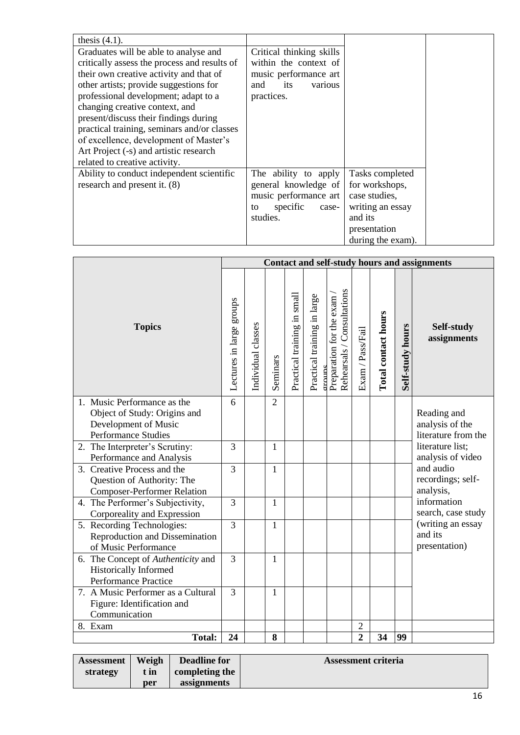| | | | |
|---|---|---|---|
| thesis (4.1). | | | |
| Graduates will be able to analyse and critically assess the process and results of their own creative activity and that of other artists; provide suggestions for professional development; adapt to a changing creative context, and present/discuss their findings during practical training, seminars and/or classes of excellence, development of Master's Art Project (-s) and artistic research related to creative activity. | Critical thinking skills within the context of music performance art and its various practices. | | |
| Ability to conduct independent scientific research and present it. (8) | The ability to apply general knowledge of music performance art to specific case-studies. | Tasks completed for workshops, case studies, writing an essay and its presentation during the exam). | |

| Topics | Contact and self-study hours and assignments | | | | | | | | | |
|---|---|---|---|---|---|---|---|---|---|---|
| | Lectures in large groups | Individual classes | Seminars | Practical training in small groups | Practical training in large groups | Preparation for the exam / Rehearsals / Consultations | Exam / Pass/Fail | **Total contact hours** | **Self-study hours** | **Self-study assignments** |
| 1. Music Performance as the Object of Study: Origins and Development of Music Performance Studies | 6 | | 2 | | | | | | | Reading and analysis of the literature from the literature list; analysis of video and audio recordings; self-analysis, information search, case study (writing an essay and its presentation) |
| 2. The Interpreter's Scrutiny: Performance and Analysis | 3 | | 1 | | | | | | | |
| 3. Creative Process and the Question of Authority: The Composer-Performer Relation | 3 | | 1 | | | | | | | |
| 4. The Performer's Subjectivity, Corporeality and Expression | 3 | | 1 | | | | | | | |
| 5. Recording Technologies: Reproduction and Dissemination of Music Performance | 3 | | 1 | | | | | | | |
| 6. The Concept of *Authenticity* and Historically Informed Performance Practice | 3 | | 1 | | | | | | | |
| 7. A Music Performer as a Cultural Figure: Identification and Communication | 3 | | 1 | | | | | | | |
| 8. Exam | | | | | | | 2 | | | |
| **Total:** | **24** | | **8** | | | | **2** | **34** | **99** | |

| Assessment strategy | Weight in per | Deadline for completing the assignments | Assessment criteria |
|---|---|---|---|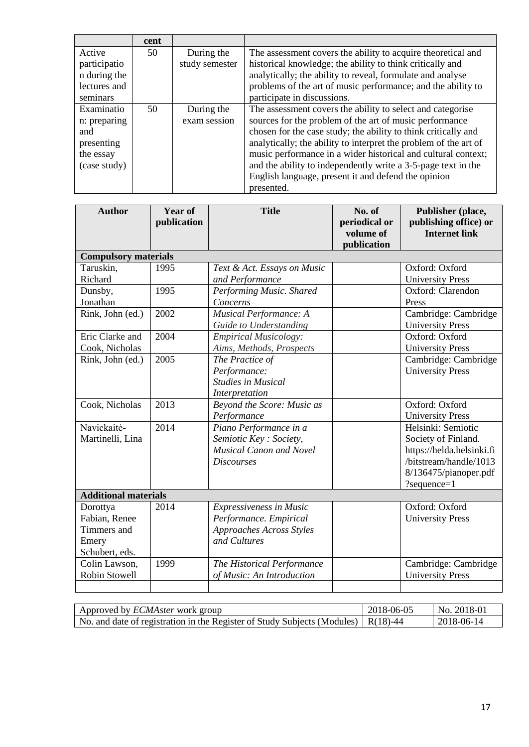| | cent | | |
|---|---|---|---|
| Active participation during the lectures and seminars | 50 | During the study semester | The assessment covers the ability to acquire theoretical and historical knowledge; the ability to think critically and analytically; the ability to reveal, formulate and analyse problems of the art of music performance; and the ability to participate in discussions. |
| Examination: preparing and presenting the essay (case study) | 50 | During the exam session | The assessment covers the ability to select and categorise sources for the problem of the art of music performance chosen for the case study; the ability to think critically and analytically; the ability to interpret the problem of the art of music performance in a wider historical and cultural context; and the ability to independently write a 3-5-page text in the English language, present it and defend the opinion presented. |

| Author | Year of publication | Title | No. of periodical or volume of publication | Publisher (place, publishing office) or Internet link |
|---|---|---|---|---|
| **Compulsory materials** | | | | |
| Taruskin, Richard | 1995 | *Text & Act. Essays on Music and Performance* | | Oxford: Oxford University Press |
| Dunsby, Jonathan | 1995 | *Performing Music. Shared Concerns* | | Oxford: Clarendon Press |
| Rink, John (ed.) | 2002 | *Musical Performance: A Guide to Understanding* | | Cambridge: Cambridge University Press |
| Eric Clarke and Cook, Nicholas | 2004 | *Empirical Musicology: Aims, Methods, Prospects* | | Oxford: Oxford University Press |
| Rink, John (ed.) | 2005 | *The Practice of Performance: Studies in Musical Interpretation* | | Cambridge: Cambridge University Press |
| Cook, Nicholas | 2013 | *Beyond the Score: Music as Performance* | | Oxford: Oxford University Press |
| Navickaitė-Martinelli, Lina | 2014 | *Piano Performance in a Semiotic Key : Society, Musical Canon and Novel Discourses* | | Helsinki: Semiotic Society of Finland. https://helda.helsinki.fi/bitstream/handle/10138/136475/pianoper.pdf?sequence=1 |
| **Additional materials** | | | | |
| Dorottya Fabian, Renee Timmers and Emery Schubert, eds. | 2014 | *Expressiveness in Music Performance. Empirical Approaches Across Styles and Cultures* | | Oxford: Oxford University Press |
| Colin Lawson, Robin Stowell | 1999 | *The Historical Performance of Music: An Introduction* | | Cambridge: Cambridge University Press |
| | | | | |

| Approved by *ECMAster* work group | 2018-06-05 | No. 2018-01 |
|---|---|---|
| No. and date of registration in the Register of Study Subjects (Modules) | R(18)-44 | 2018-06-14 |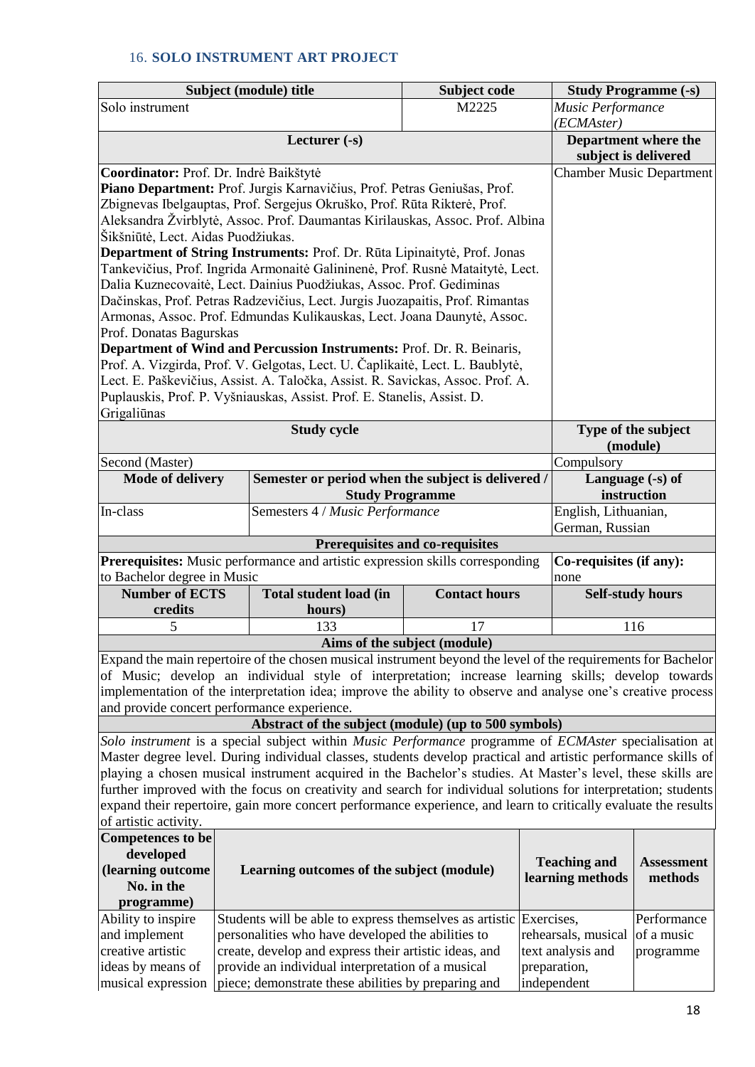## 16. **SOLO INSTRUMENT ART PROJECT**

| Subject (module) title | | Subject code | Study Programme (-s) |
|---|---|---|---|
| Solo instrument | | M2225 | *Music Performance (ECMAster)* |
| Lecturer (-s) | | | Department where the subject is delivered |
| **Coordinator:** Prof. Dr. Indrė Baikštytė<br>**Piano Department:** Prof. Jurgis Karnavičius, Prof. Petras Geniušas, Prof. Zbignevas Ibelgauptas, Prof. Sergejus Okruško, Prof. Rūta Rikterė, Prof. Aleksandra Žvirblytė, Assoc. Prof. Daumantas Kirilauskas, Assoc. Prof. Albina Šikšniūtė, Lect. Aidas Puodžiukas.<br>**Department of String Instruments:** Prof. Dr. Rūta Lipinaitytė, Prof. Jonas Tankevičius, Prof. Ingrida Armonaitė Galininenė, Prof. Rusnė Mataitytė, Lect. Dalia Kuznecovaitė, Lect. Dainius Puodžiukas, Assoc. Prof. Gediminas Dačinskas, Prof. Petras Radzevičius, Lect. Jurgis Juozapaitis, Prof. Rimantas Armonas, Assoc. Prof. Edmundas Kulikauskas, Lect. Joana Daunytė, Assoc. Prof. Donatas Bagurskas<br>**Department of Wind and Percussion Instruments:** Prof. Dr. R. Beinaris, Prof. A. Vizgirda, Prof. V. Gelgotas, Lect. U. Čaplikaitė, Lect. L. Baublytė, Lect. E. Paškevičius, Assist. A. Taločka, Assist. R. Savickas, Assoc. Prof. A. Puplauskis, Prof. P. Vyšniauskas, Assist. Prof. E. Stanelis, Assist. D. Grigaliūnas | | | Chamber Music Department |
| Study cycle | | | Type of the subject (module) |
| Second (Master) | | | Compulsory |
| Mode of delivery | Semester or period when the subject is delivered / Study Programme | | Language (-s) of instruction |
| In-class | Semesters 4 / *Music Performance* | | English, Lithuanian, German, Russian |
| Prerequisites and co-requisites | | | |
| **Prerequisites:** Music performance and artistic expression skills corresponding to Bachelor degree in Music | | | **Co-requisites (if any):** none |
| Number of ECTS credits | Total student load (in hours) | Contact hours | Self-study hours |
| 5 | 133 | 17 | 116 |

**Aims of the subject (module)**

Expand the main repertoire of the chosen musical instrument beyond the level of the requirements for Bachelor of Music; develop an individual style of interpretation; increase learning skills; develop towards implementation of the interpretation idea; improve the ability to observe and analyse one's creative process and provide concert performance experience.

**Abstract of the subject (module) (up to 500 symbols)**

*Solo instrument* is a special subject within *Music Performance* programme of *ECMAster* specialisation at Master degree level. During individual classes, students develop practical and artistic performance skills of playing a chosen musical instrument acquired in the Bachelor's studies. At Master's level, these skills are further improved with the focus on creativity and search for individual solutions for interpretation; students expand their repertoire, gain more concert performance experience, and learn to critically evaluate the results of artistic activity.

| Competences to be developed (learning outcome No. in the programme) | Learning outcomes of the subject (module) | Teaching and learning methods | Assessment methods |
|---|---|---|---|
| Ability to inspire and implement creative artistic ideas by means of musical expression | Students will be able to express themselves as artistic personalities who have developed the abilities to create, develop and express their artistic ideas, and provide an individual interpretation of a musical piece; demonstrate these abilities by preparing and | Exercises, rehearsals, musical text analysis and preparation, independent | Performance of a music programme |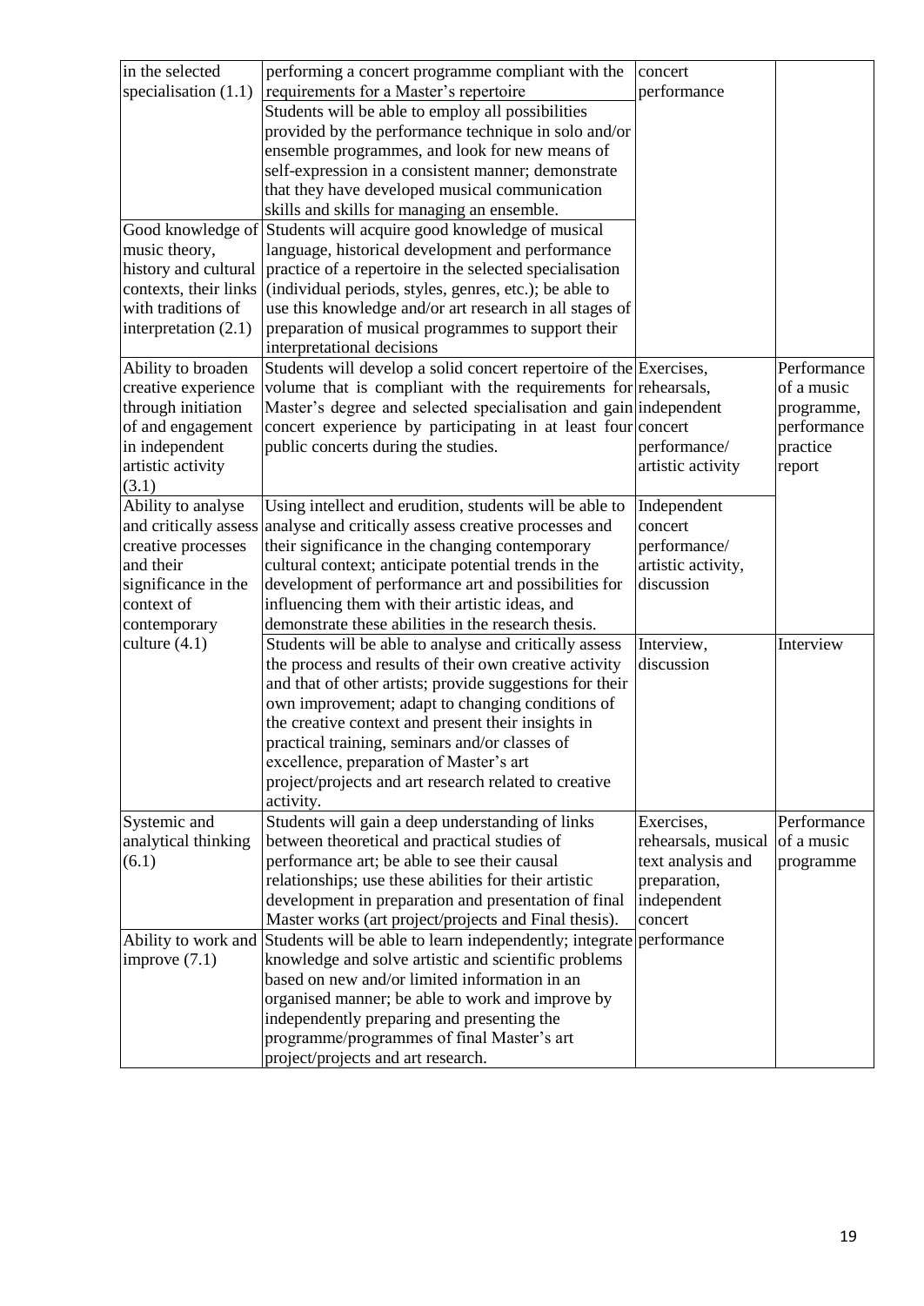| | | | |
|---|---|---|---|
| in the selected specialisation (1.1) | performing a concert programme compliant with the requirements for a Master's repertoire | concert performance | |
| | Students will be able to employ all possibilities provided by the performance technique in solo and/or ensemble programmes, and look for new means of self-expression in a consistent manner; demonstrate that they have developed musical communication skills and skills for managing an ensemble. | | |
| Good knowledge of music theory, history and cultural contexts, their links with traditions of interpretation (2.1) | Students will acquire good knowledge of musical language, historical development and performance practice of a repertoire in the selected specialisation (individual periods, styles, genres, etc.); be able to use this knowledge and/or art research in all stages of preparation of musical programmes to support their interpretational decisions | | |
| Ability to broaden creative experience through initiation of and engagement in independent artistic activity (3.1) | Students will develop a solid concert repertoire of the volume that is compliant with the requirements for Master's degree and selected specialisation and gain concert experience by participating in at least four public concerts during the studies. | Exercises, rehearsals, independent concert performance/ artistic activity | Performance of a music programme, performance practice report |
| Ability to analyse and critically assess creative processes and their significance in the context of contemporary culture (4.1) | Using intellect and erudition, students will be able to analyse and critically assess creative processes and their significance in the changing contemporary cultural context; anticipate potential trends in the development of performance art and possibilities for influencing them with their artistic ideas, and demonstrate these abilities in the research thesis. | Independent concert performance/ artistic activity, discussion | |
| | Students will be able to analyse and critically assess the process and results of their own creative activity and that of other artists; provide suggestions for their own improvement; adapt to changing conditions of the creative context and present their insights in practical training, seminars and/or classes of excellence, preparation of Master's art project/projects and art research related to creative activity. | Interview, discussion | Interview |
| Systemic and analytical thinking (6.1) | Students will gain a deep understanding of links between theoretical and practical studies of performance art; be able to see their causal relationships; use these abilities for their artistic development in preparation and presentation of final Master works (art project/projects and Final thesis). | Exercises, rehearsals, musical text analysis and preparation, independent concert performance | Performance of a music programme |
| Ability to work and improve (7.1) | Students will be able to learn independently; integrate knowledge and solve artistic and scientific problems based on new and/or limited information in an organised manner; be able to work and improve by independently preparing and presenting the programme/programmes of final Master's art project/projects and art research. | | |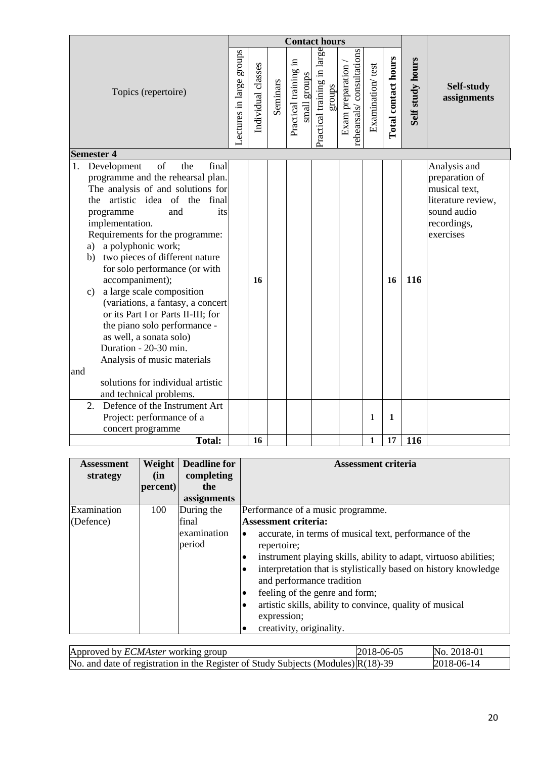| Topics (repertoire) | Contact hours | | | | | | | | Self study hours | Self-study assignments |
|---|---|---|---|---|---|---|---|---|---|---|
| | Lectures in large groups | Individual classes | Seminars | Practical training in small groups | Practical training in large groups | Exam preparation / rehearsals/ consultations | Examination/ test | **Total contact hours** | | |
| **Semester 4** | | | | | | | | | | |
| 1. Development of the final programme and the rehearsal plan. The analysis of and solutions for the artistic idea of the final programme and its implementation.<br>Requirements for the programme:<br>a) a polyphonic work;<br>b) two pieces of different nature for solo performance (or with accompaniment);<br>c) a large scale composition (variations, a fantasy, a concert or its Part I or Parts II-III; for the piano solo performance - as well, a sonata solo)<br>Duration - 20-30 min.<br>Analysis of music materials and solutions for individual artistic and technical problems. | | **16** | | | | | | **16** | **116** | Analysis and preparation of musical text, literature review, sound audio recordings, exercises |
| 2. Defence of the Instrument Art Project: performance of a concert programme | | | | | | | 1 | **1** | | |
| **Total:** | | **16** | | | | | **1** | **17** | **116** | |

| Assessment strategy | Weight (in percent) | Deadline for completing the assignments | Assessment criteria |
|---|---|---|---|
| Examination (Defence) | 100 | During the final examination period | Performance of a music programme.<br>**Assessment criteria:**<br>• accurate, in terms of musical text, performance of the repertoire;<br>• instrument playing skills, ability to adapt, virtuoso abilities;<br>• interpretation that is stylistically based on history knowledge and performance tradition<br>• feeling of the genre and form;<br>• artistic skills, ability to convince, quality of musical expression;<br>• creativity, originality. |

| | | |
|---|---|---|
| Approved by *ECMAster* working group | 2018-06-05 | No. 2018-01 |
| No. and date of registration in the Register of Study Subjects (Modules) | R(18)-39 | 2018-06-14 |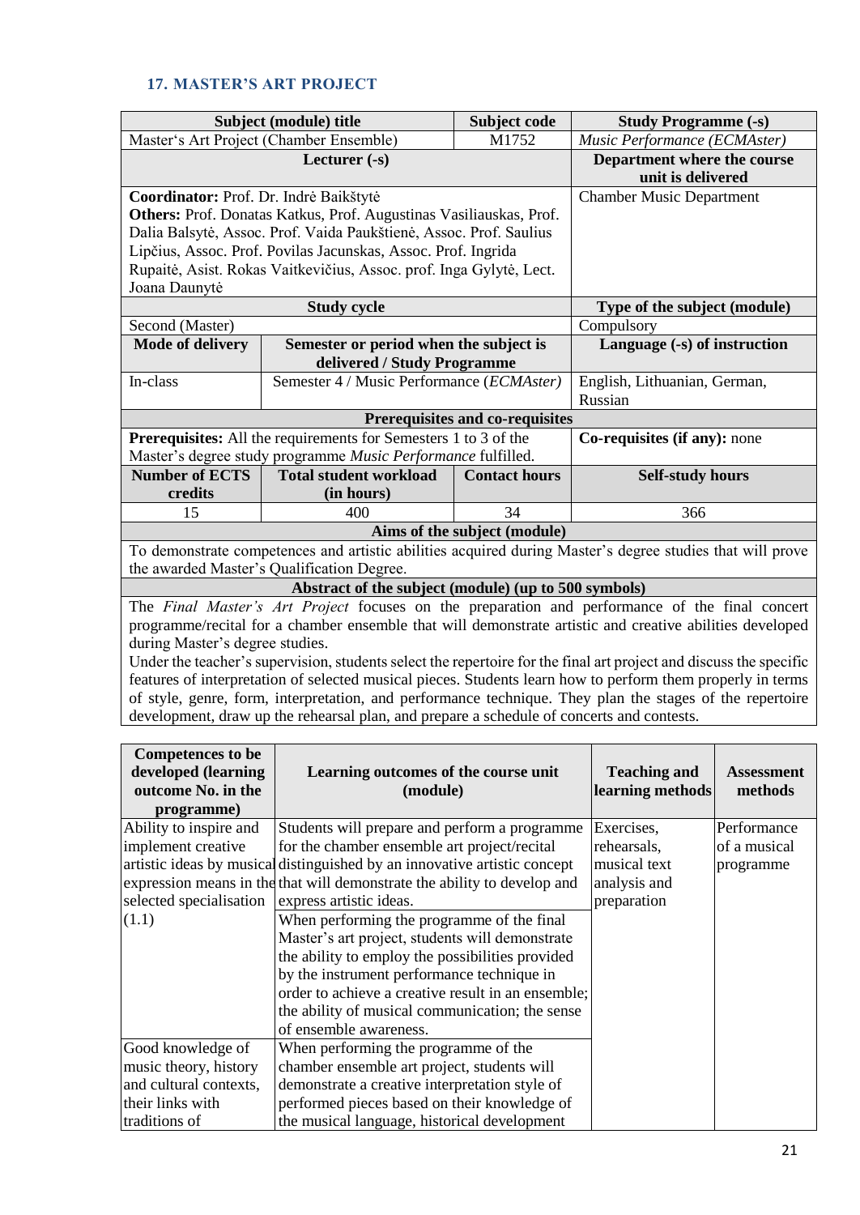### 17. MASTER'S ART PROJECT

| Subject (module) title | | Subject code | Study Programme (-s) |
|---|---|---|---|
| Master's Art Project (Chamber Ensemble) | | M1752 | *Music Performance (ECMAster)* |
| **Lecturer (-s)** | | | **Department where the course unit is delivered** |
| **Coordinator:** Prof. Dr. Indrė Baikštytė<br>**Others:** Prof. Donatas Katkus, Prof. Augustinas Vasiliauskas, Prof. Dalia Balsytė, Assoc. Prof. Vaida Paukštienė, Assoc. Prof. Saulius Lipčius, Assoc. Prof. Povilas Jacunskas, Assoc. Prof. Ingrida Rupaitė, Asist. Rokas Vaitkevičius, Assoc. prof. Inga Gylytė, Lect. Joana Daunytė | | | Chamber Music Department |
| **Study cycle** | | | **Type of the subject (module)** |
| Second (Master) | | | Compulsory |
| **Mode of delivery** | **Semester or period when the subject is delivered / Study Programme** | | **Language (-s) of instruction** |
| In-class | Semester 4 / Music Performance (*ECMAster)* | | English, Lithuanian, German, Russian |
| **Prerequisites and co-requisites** | | | |
| **Prerequisites:** All the requirements for Semesters 1 to 3 of the Master's degree study programme *Music Performance* fulfilled. | | | **Co-requisites (if any):** none |
| **Number of ECTS credits** | **Total student workload (in hours)** | **Contact hours** | **Self-study hours** |
| 15 | 400 | 34 | 366 |
| **Aims of the subject (module)** | | | |
| To demonstrate competences and artistic abilities acquired during Master's degree studies that will prove the awarded Master's Qualification Degree. | | | |
| **Abstract of the subject (module) (up to 500 symbols)** | | | |
| The *Final Master's Art Project* focuses on the preparation and performance of the final concert programme/recital for a chamber ensemble that will demonstrate artistic and creative abilities developed during Master's degree studies.<br>Under the teacher's supervision, students select the repertoire for the final art project and discuss the specific features of interpretation of selected musical pieces. Students learn how to perform them properly in terms of style, genre, form, interpretation, and performance technique. They plan the stages of the repertoire development, draw up the rehearsal plan, and prepare a schedule of concerts and contests. | | | |

| Competences to be developed (learning outcome No. in the programme) | Learning outcomes of the course unit (module) | Teaching and learning methods | Assessment methods |
|---|---|---|---|
| Ability to inspire and implement creative artistic ideas by musical expression means in the selected specialisation (1.1) | Students will prepare and perform a programme for the chamber ensemble art project/recital distinguished by an innovative artistic concept that will demonstrate the ability to develop and express artistic ideas. | Exercises, rehearsals, musical text analysis and preparation | Performance of a musical programme |
| | When performing the programme of the final Master's art project, students will demonstrate the ability to employ the possibilities provided by the instrument performance technique in order to achieve a creative result in an ensemble; the ability of musical communication; the sense of ensemble awareness. | | |
| Good knowledge of music theory, history and cultural contexts, their links with traditions of | When performing the programme of the chamber ensemble art project, students will demonstrate a creative interpretation style of performed pieces based on their knowledge of the musical language, historical development | | |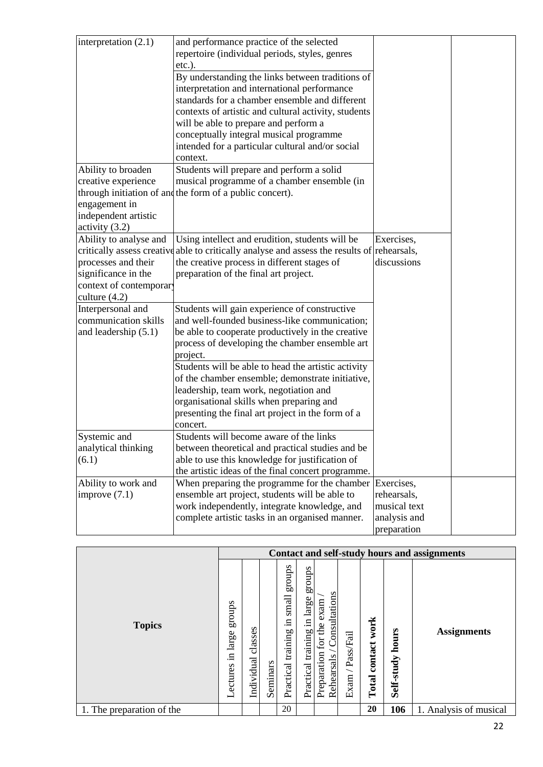| | | | |
|---|---|---|---|
| interpretation (2.1) | and performance practice of the selected repertoire (individual periods, styles, genres etc.).<br>By understanding the links between traditions of interpretation and international performance standards for a chamber ensemble and different contexts of artistic and cultural activity, students will be able to prepare and perform a conceptually integral musical programme intended for a particular cultural and/or social context. | | |
| Ability to broaden creative experience through initiation of and engagement in independent artistic activity (3.2) | Students will prepare and perform a solid musical programme of a chamber ensemble (in the form of a public concert). | | |
| Ability to analyse and critically assess creative processes and their significance in the context of contemporary culture (4.2) | Using intellect and erudition, students will be able to critically analyse and assess the results of the creative process in different stages of preparation of the final art project. | Exercises, rehearsals, discussions | |
| Interpersonal and communication skills and leadership (5.1) | Students will gain experience of constructive and well-founded business-like communication; be able to cooperate productively in the creative process of developing the chamber ensemble art project.<br>Students will be able to head the artistic activity of the chamber ensemble; demonstrate initiative, leadership, team work, negotiation and organisational skills when preparing and presenting the final art project in the form of a concert. | | |
| Systemic and analytical thinking (6.1) | Students will become aware of the links between theoretical and practical studies and be able to use this knowledge for justification of the artistic ideas of the final concert programme. | | |
| Ability to work and improve (7.1) | When preparing the programme for the chamber ensemble art project, students will be able to work independently, integrate knowledge, and complete artistic tasks in an organised manner. | Exercises, rehearsals, musical text analysis and preparation | |

| Topics | Contact and self-study hours and assignments | | | | | | | | | |
|---|---|---|---|---|---|---|---|---|---|---|
| | Lectures in large groups | Individual classes | Seminars | Practical training in small groups | Practical training in large groups | Preparation for the exam / Rehearsals / Consultations | Exam / Pass/Fail | **Total contact work** | **Self-study hours** | **Assignments** |
| 1. The preparation of the | | | | 20 | | | | **20** | **106** | 1. Analysis of musical |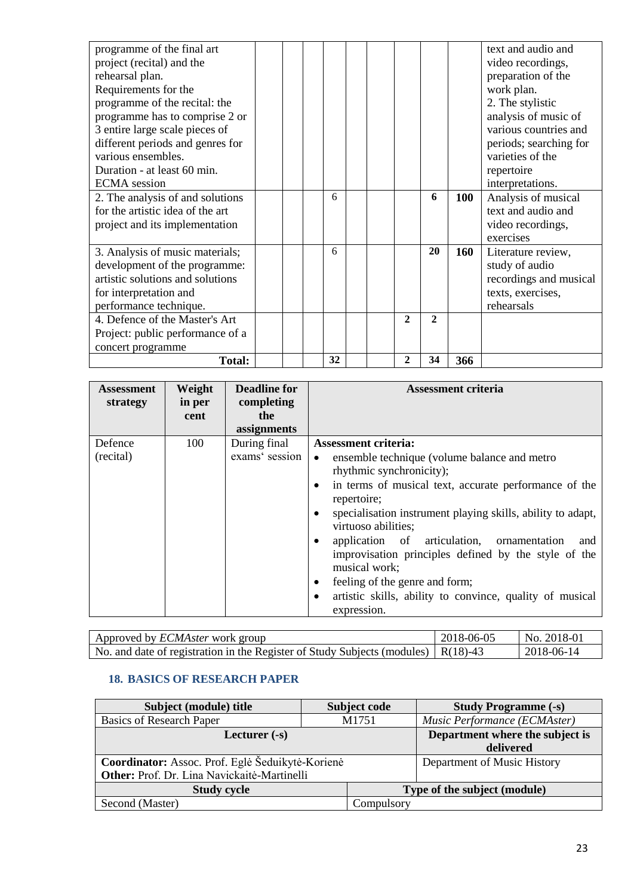| | | | | | | | | | | |
|---|---|---|---|---|---|---|---|---|---|---|
| programme of the final art project (recital) and the rehearsal plan. Requirements for the programme of the recital: the programme has to comprise 2 or 3 entire large scale pieces of different periods and genres for various ensembles. Duration - at least 60 min. ECMA session | | | | | | | | | | text and audio and video recordings, preparation of the work plan. 2. The stylistic analysis of music of various countries and periods; searching for varieties of the repertoire interpretations. |
| 2. The analysis of and solutions for the artistic idea of the art project and its implementation | | | | 6 | | | | **6** | **100** | Analysis of musical text and audio and video recordings, exercises |
| 3. Analysis of music materials; development of the programme: artistic solutions and solutions for interpretation and performance technique. | | | | 6 | | | | **20** | **160** | Literature review, study of audio recordings and musical texts, exercises, rehearsals |
| 4. Defence of the Master's Art Project: public performance of a concert programme | | | | | | | **2** | **2** | | |
| **Total:** | | | | **32** | | | **2** | **34** | **366** | |

| Assessment strategy | Weight in per cent | Deadline for completing the assignments | Assessment criteria |
|---|---|---|---|
| Defence (recital) | 100 | During final exams' session | **Assessment criteria:** <br>• ensemble technique (volume balance and metro rhythmic synchronicity); <br>• in terms of musical text, accurate performance of the repertoire; <br>• specialisation instrument playing skills, ability to adapt, virtuoso abilities; <br>• application of articulation, ornamentation and improvisation principles defined by the style of the musical work; <br>• feeling of the genre and form; <br>• artistic skills, ability to convince, quality of musical expression. |

| | | |
|---|---|---|
| Approved by *ECMAster* work group | 2018-06-05 | No. 2018-01 |
| No. and date of registration in the Register of Study Subjects (modules) | R(18)-43 | 2018-06-14 |

## 18. BASICS OF RESEARCH PAPER

| Subject (module) title | Subject code | Study Programme (-s) |
|---|---|---|
| Basics of Research Paper | M1751 | *Music Performance (ECMAster)* |
| **Lecturer (-s)** | | **Department where the subject is delivered** |
| **Coordinator:** Assoc. Prof. Eglė Šeduikytė-Korienė <br>**Other:** Prof. Dr. Lina Navickaitė-Martinelli | | Department of Music History |
| **Study cycle** | **Type of the subject (module)** | |
| Second (Master) | Compulsory | |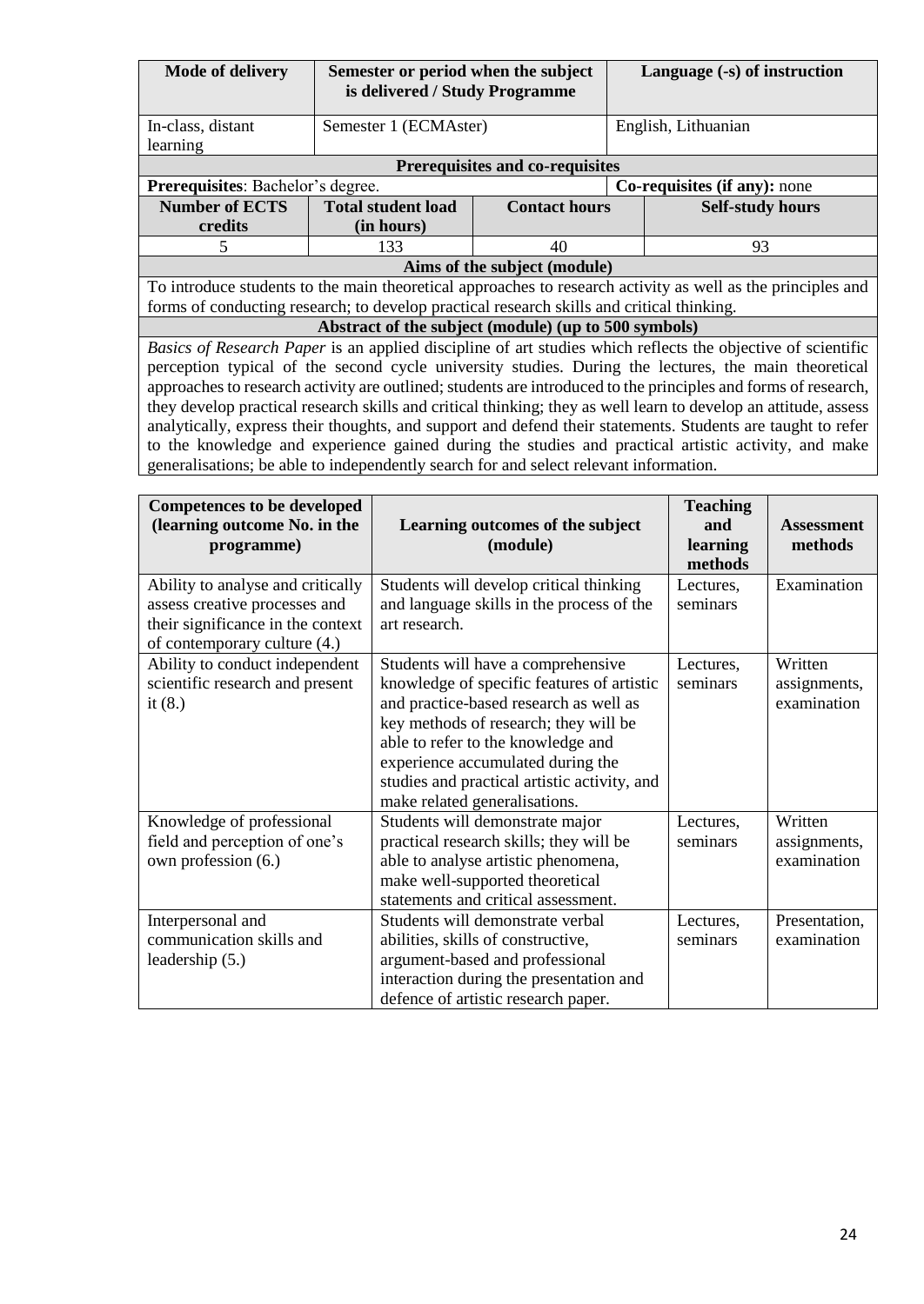| Mode of delivery | Semester or period when the subject is delivered / Study Programme | | Language (-s) of instruction |
|---|---|---|---|
| In-class, distant learning | Semester 1 (ECMAster) | | English, Lithuanian |
| **Prerequisites and co-requisites** | | | |
| **Prerequisites**: Bachelor's degree. | | | **Co-requisites (if any):** none |
| **Number of ECTS credits** | **Total student load (in hours)** | **Contact hours** | **Self-study hours** |
| 5 | 133 | 40 | 93 |
| **Aims of the subject (module)** | | | |
| To introduce students to the main theoretical approaches to research activity as well as the principles and forms of conducting research; to develop practical research skills and critical thinking. | | | |
| **Abstract of the subject (module) (up to 500 symbols)** | | | |
| *Basics of Research Paper* is an applied discipline of art studies which reflects the objective of scientific perception typical of the second cycle university studies. During the lectures, the main theoretical approaches to research activity are outlined; students are introduced to the principles and forms of research, they develop practical research skills and critical thinking; they as well learn to develop an attitude, assess analytically, express their thoughts, and support and defend their statements. Students are taught to refer to the knowledge and experience gained during the studies and practical artistic activity, and make generalisations; be able to independently search for and select relevant information. | | | |

| Competences to be developed (learning outcome No. in the programme) | Learning outcomes of the subject (module) | Teaching and learning methods | Assessment methods |
|---|---|---|---|
| Ability to analyse and critically assess creative processes and their significance in the context of contemporary culture (4.) | Students will develop critical thinking and language skills in the process of the art research. | Lectures, seminars | Examination |
| Ability to conduct independent scientific research and present it (8.) | Students will have a comprehensive knowledge of specific features of artistic and practice-based research as well as key methods of research; they will be able to refer to the knowledge and experience accumulated during the studies and practical artistic activity, and make related generalisations. | Lectures, seminars | Written assignments, examination |
| Knowledge of professional field and perception of one's own profession (6.) | Students will demonstrate major practical research skills; they will be able to analyse artistic phenomena, make well-supported theoretical statements and critical assessment. | Lectures, seminars | Written assignments, examination |
| Interpersonal and communication skills and leadership (5.) | Students will demonstrate verbal abilities, skills of constructive, argument-based and professional interaction during the presentation and defence of artistic research paper. | Lectures, seminars | Presentation, examination |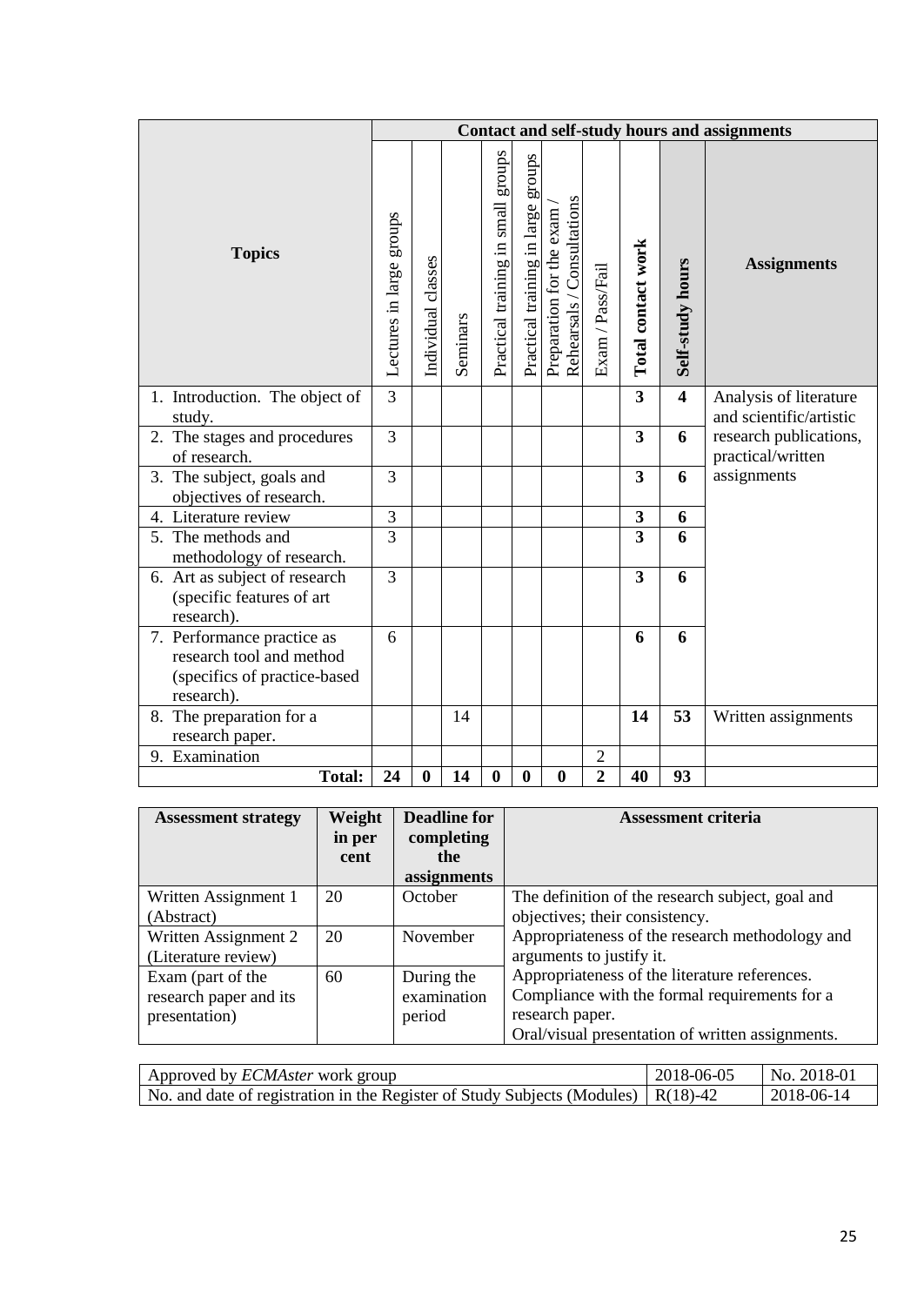| Topics | Contact and self-study hours and assignments | | | | | | | | | |
|---|---|---|---|---|---|---|---|---|---|---|
| | Lectures in large groups | Individual classes | Seminars | Practical training in small groups | Practical training in large groups | Preparation for the exam / Rehearsals / Consultations | Exam / Pass/Fail | **Total contact work** | **Self-study hours** | **Assignments** |
| 1. Introduction. The object of study. | 3 | | | | | | | **3** | **4** | Analysis of literature and scientific/artistic research publications, practical/written assignments |
| 2. The stages and procedures of research. | 3 | | | | | | | **3** | **6** | |
| 3. The subject, goals and objectives of research. | 3 | | | | | | | **3** | **6** | |
| 4. Literature review | 3 | | | | | | | **3** | **6** | |
| 5. The methods and methodology of research. | 3 | | | | | | | **3** | **6** | |
| 6. Art as subject of research (specific features of art research). | 3 | | | | | | | **3** | **6** | |
| 7. Performance practice as research tool and method (specifics of practice-based research). | 6 | | | | | | | **6** | **6** | |
| 8. The preparation for a research paper. | | | 14 | | | | | **14** | **53** | Written assignments |
| 9. Examination | | | | | | | 2 | | | |
| **Total:** | **24** | **0** | **14** | **0** | **0** | **0** | **2** | **40** | **93** | |

| Assessment strategy | Weight in per cent | Deadline for completing the assignments | Assessment criteria |
|---|---|---|---|
| Written Assignment 1 (Abstract) | 20 | October | The definition of the research subject, goal and objectives; their consistency. Appropriateness of the research methodology and arguments to justify it. Appropriateness of the literature references. Compliance with the formal requirements for a research paper. Oral/visual presentation of written assignments. |
| Written Assignment 2 (Literature review) | 20 | November | |
| Exam (part of the research paper and its presentation) | 60 | During the examination period | |

| Approved by *ECMAster* work group | 2018-06-05 | No. 2018-01 |
|---|---|---|
| No. and date of registration in the Register of Study Subjects (Modules) | R(18)-42 | 2018-06-14 |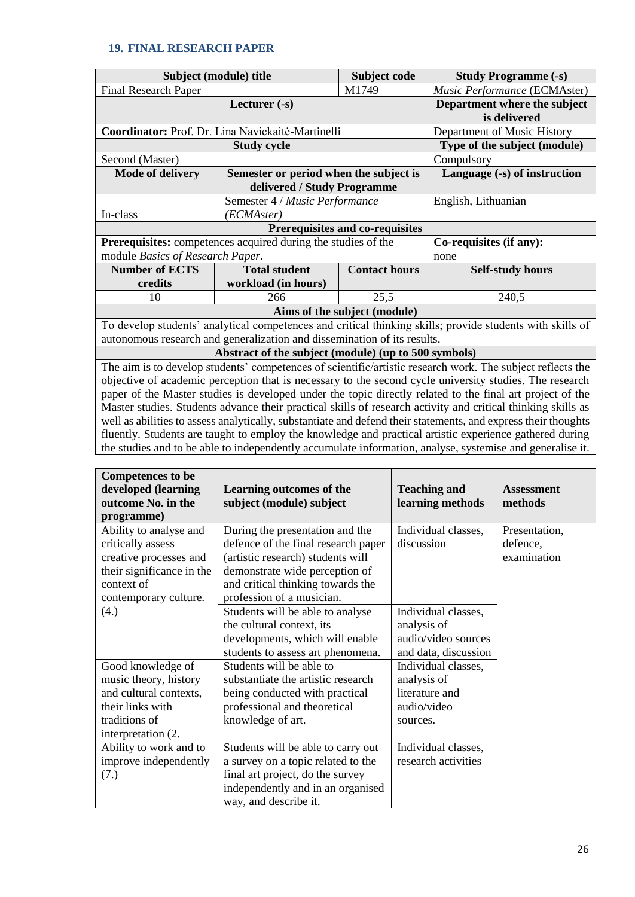## 19. FINAL RESEARCH PAPER

| Subject (module) title | | Subject code | Study Programme (-s) |
|---|---|---|---|
| Final Research Paper | | M1749 | *Music Performance* (ECMAster) |
| Lecturer (-s) | | | Department where the subject is delivered |
| **Coordinator:** Prof. Dr. Lina Navickaitė-Martinelli | | | Department of Music History |
| Study cycle | | | Type of the subject (module) |
| Second (Master) | | | Compulsory |
| Mode of delivery | Semester or period when the subject is delivered / Study Programme | | Language (-s) of instruction |
| In-class | Semester 4 / *Music Performance (ECMAster)* | | English, Lithuanian |
| Prerequisites and co-requisites | | | |
| **Prerequisites:** competences acquired during the studies of the module *Basics of Research Paper*. | | | **Co-requisites (if any):** none |
| Number of ECTS credits | Total student workload (in hours) | Contact hours | Self-study hours |
| 10 | 266 | 25,5 | 240,5 |
| Aims of the subject (module) | | | |
| To develop students' analytical competences and critical thinking skills; provide students with skills of autonomous research and generalization and dissemination of its results. | | | |
| Abstract of the subject (module) (up to 500 symbols) | | | |
| The aim is to develop students' competences of scientific/artistic research work. The subject reflects the objective of academic perception that is necessary to the second cycle university studies. The research paper of the Master studies is developed under the topic directly related to the final art project of the Master studies. Students advance their practical skills of research activity and critical thinking skills as well as abilities to assess analytically, substantiate and defend their statements, and express their thoughts fluently. Students are taught to employ the knowledge and practical artistic experience gathered during the studies and to be able to independently accumulate information, analyse, systemise and generalise it. | | | |

| Competences to be developed (learning outcome No. in the programme) | Learning outcomes of the subject (module) subject | Teaching and learning methods | Assessment methods |
|---|---|---|---|
| Ability to analyse and critically assess creative processes and their significance in the context of contemporary culture. (4.) | During the presentation and the defence of the final research paper (artistic research) students will demonstrate wide perception of and critical thinking towards the profession of a musician. | Individual classes, discussion | Presentation, defence, examination |
| | Students will be able to analyse the cultural context, its developments, which will enable students to assess art phenomena. | Individual classes, analysis of audio/video sources and data, discussion | |
| Good knowledge of music theory, history and cultural contexts, their links with traditions of interpretation (2. | Students will be able to substantiate the artistic research being conducted with practical professional and theoretical knowledge of art. | Individual classes, analysis of literature and audio/video sources. | |
| Ability to work and to improve independently (7.) | Students will be able to carry out a survey on a topic related to the final art project, do the survey independently and in an organised way, and describe it. | Individual classes, research activities | |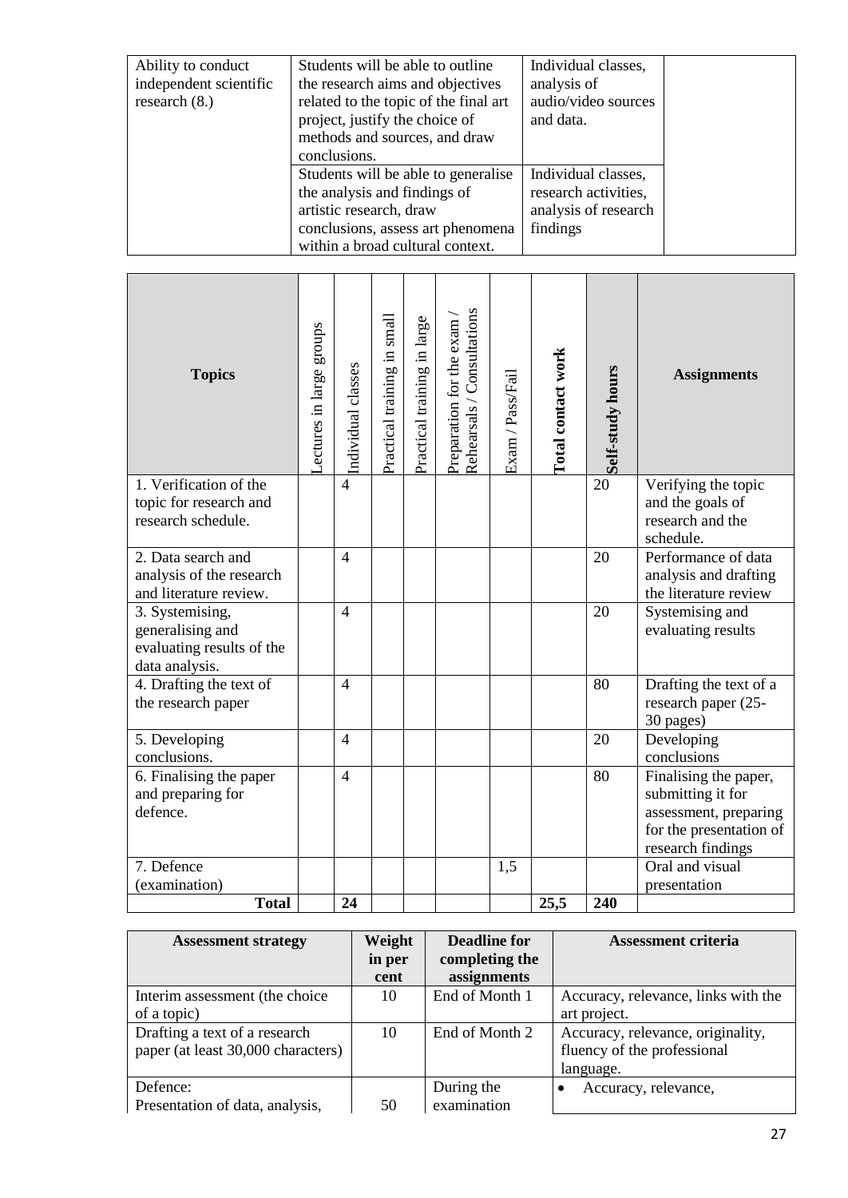| Ability to conduct independent scientific research (8.) | Students will be able to outline the research aims and objectives related to the topic of the final art project, justify the choice of methods and sources, and draw conclusions. | Individual classes, analysis of audio/video sources and data. | |
|---|---|---|---|
| | Students will be able to generalise the analysis and findings of artistic research, draw conclusions, assess art phenomena within a broad cultural context. | Individual classes, research activities, analysis of research findings | |

| Topics | Lectures in large groups | Individual classes | Practical training in small | Practical training in large | Preparation for the exam / Rehearsals / Consultations | Exam / Pass/Fail | **Total contact work** | **Self-study hours** | Assignments |
|---|---|---|---|---|---|---|---|---|---|
| 1. Verification of the topic for research and research schedule. | | 4 | | | | | | 20 | Verifying the topic and the goals of research and the schedule. |
| 2. Data search and analysis of the research and literature review. | | 4 | | | | | | 20 | Performance of data analysis and drafting the literature review |
| 3. Systemising, generalising and evaluating results of the data analysis. | | 4 | | | | | | 20 | Systemising and evaluating results |
| 4. Drafting the text of the research paper | | 4 | | | | | | 80 | Drafting the text of a research paper (25-30 pages) |
| 5. Developing conclusions. | | 4 | | | | | | 20 | Developing conclusions |
| 6. Finalising the paper and preparing for defence. | | 4 | | | | | | 80 | Finalising the paper, submitting it for assessment, preparing for the presentation of research findings |
| 7. Defence (examination) | | | | | | 1,5 | | | Oral and visual presentation |
| **Total** | | **24** | | | | | **25,5** | **240** | |

| Assessment strategy | Weight in per cent | Deadline for completing the assignments | Assessment criteria |
|---|---|---|---|
| Interim assessment (the choice of a topic) | 10 | End of Month 1 | Accuracy, relevance, links with the art project. |
| Drafting a text of a research paper (at least 30,000 characters) | 10 | End of Month 2 | Accuracy, relevance, originality, fluency of the professional language. |
| Defence: Presentation of data, analysis, | 50 | During the examination | • Accuracy, relevance, |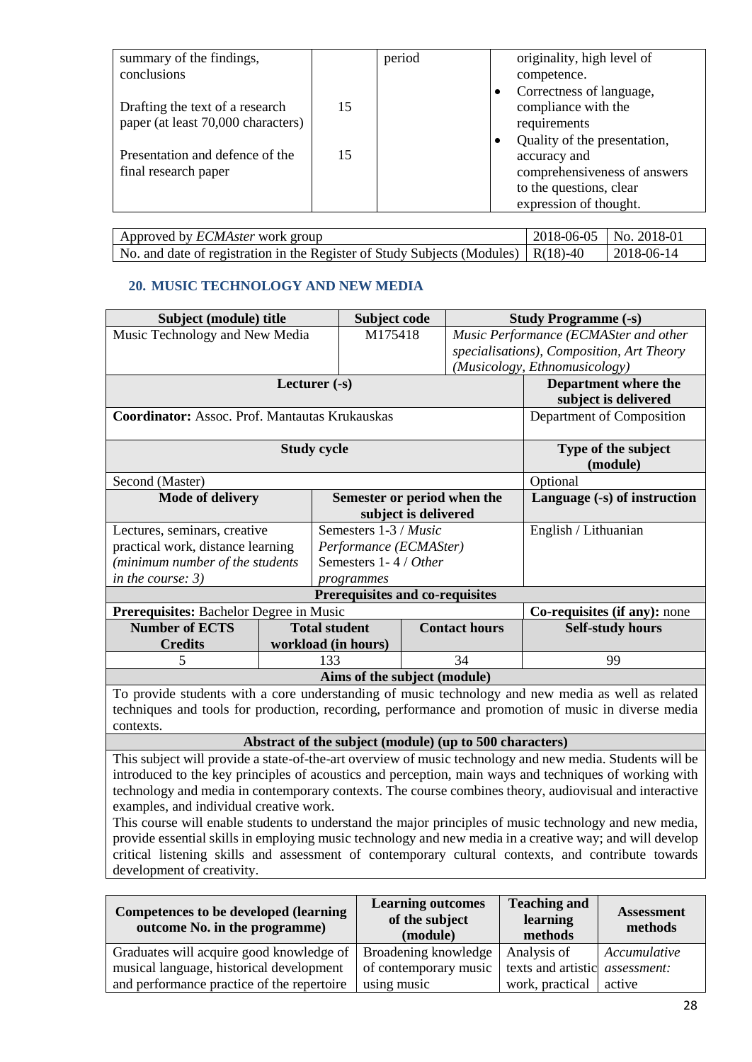| summary of the findings, conclusions<br><br>Drafting the text of a research paper (at least 70,000 characters)<br><br>Presentation and defence of the final research paper | <br><br>15<br><br><br>15 | period | originality, high level of competence.<br>• Correctness of language, compliance with the requirements<br>• Quality of the presentation, accuracy and comprehensiveness of answers to the questions, clear expression of thought. |
|---|---|---|---|

| Approved by *ECMAster* work group | 2018-06-05 | No. 2018-01 |
|---|---|---|
| No. and date of registration in the Register of Study Subjects (Modules) | R(18)-40 | 2018-06-14 |

## 20. MUSIC TECHNOLOGY AND NEW MEDIA

| **Subject (module) title** | | **Subject code** | | **Study Programme (-s)** | |
|---|---|---|---|---|---|
| Music Technology and New Media | | M175418 | | *Music Performance (ECMASter and other specialisations), Composition, Art Theory (Musicology, Ethnomusicology)* | |
| **Lecturer (-s)** | | | | | **Department where the subject is delivered** |
| **Coordinator:** Assoc. Prof. Mantautas Krukauskas | | | | | Department of Composition |
| **Study cycle** | | | | | **Type of the subject (module)** |
| Second (Master) | | | | | Optional |
| **Mode of delivery** | | **Semester or period when the subject is delivered** | | | **Language (-s) of instruction** |
| Lectures, seminars, creative practical work, distance learning *(minimum number of the students in the course: 3)* | | Semesters 1-3 / *Music Performance (ECMASter)* Semesters 1- 4 / *Other programmes* | | | English / Lithuanian |
| **Prerequisites and co-requisites** | | | | | |
| **Prerequisites:** Bachelor Degree in Music | | | | | **Co-requisites (if any):** none |
| **Number of ECTS Credits** | **Total student workload (in hours)** | | **Contact hours** | | **Self-study hours** |
| 5 | 133 | | 34 | | 99 |
| **Aims of the subject (module)** | | | | | |
| To provide students with a core understanding of music technology and new media as well as related techniques and tools for production, recording, performance and promotion of music in diverse media contexts. | | | | | |
| **Abstract of the subject (module) (up to 500 characters)** | | | | | |
| This subject will provide a state-of-the-art overview of music technology and new media. Students will be introduced to the key principles of acoustics and perception, main ways and techniques of working with technology and media in contemporary contexts. The course combines theory, audiovisual and interactive examples, and individual creative work.<br>This course will enable students to understand the major principles of music technology and new media, provide essential skills in employing music technology and new media in a creative way; and will develop critical listening skills and assessment of contemporary cultural contexts, and contribute towards development of creativity. | | | | | |

| **Competences to be developed (learning outcome No. in the programme)** | **Learning outcomes of the subject (module)** | **Teaching and learning methods** | **Assessment methods** |
|---|---|---|---|
| Graduates will acquire good knowledge of musical language, historical development and performance practice of the repertoire | Broadening knowledge of contemporary music using music | Analysis of texts and artistic work, practical | *Accumulative assessment:* active |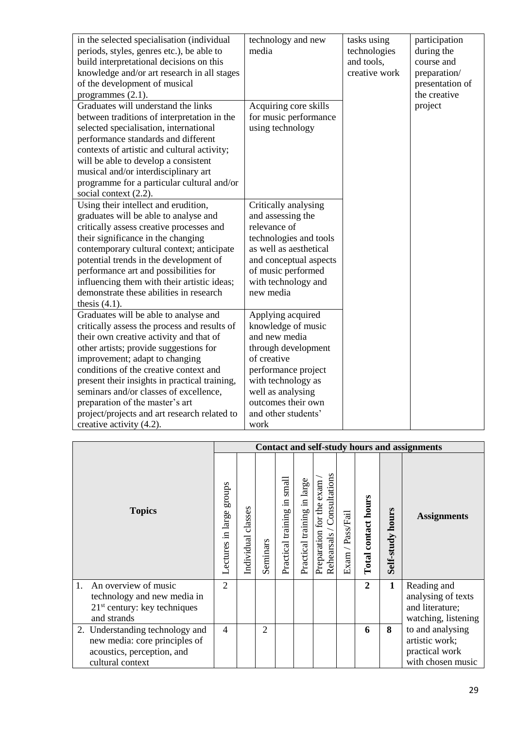| | | | |
|---|---|---|---|
| in the selected specialisation (individual periods, styles, genres etc.), be able to build interpretational decisions on this knowledge and/or art research in all stages of the development of musical programmes (2.1). | technology and new media | tasks using technologies and tools, creative work | participation during the course and preparation/ presentation of the creative project |
| Graduates will understand the links between traditions of interpretation in the selected specialisation, international performance standards and different contexts of artistic and cultural activity; will be able to develop a consistent musical and/or interdisciplinary art programme for a particular cultural and/or social context (2.2). | Acquiring core skills for music performance using technology | | |
| Using their intellect and erudition, graduates will be able to analyse and critically assess creative processes and their significance in the changing contemporary cultural context; anticipate potential trends in the development of performance art and possibilities for influencing them with their artistic ideas; demonstrate these abilities in research thesis (4.1). | Critically analysing and assessing the relevance of technologies and tools as well as aesthetical and conceptual aspects of music performed with technology and new media | | |
| Graduates will be able to analyse and critically assess the process and results of their own creative activity and that of other artists; provide suggestions for improvement; adapt to changing conditions of the creative context and present their insights in practical training, seminars and/or classes of excellence, preparation of the master's art project/projects and art research related to creative activity (4.2). | Applying acquired knowledge of music and new media through development of creative performance project with technology as well as analysing outcomes their own and other students' work | | |

| Topics | Contact and self-study hours and assignments | | | | | | | | | |
|---|---|---|---|---|---|---|---|---|---|---|
| | Lectures in large groups | Individual classes | Seminars | Practical training in small | Practical training in large | Preparation for the exam / Rehearsals / Consultations | Exam / Pass/Fail | **Total contact hours** | **Self-study hours** | **Assignments** |
| 1. An overview of music technology and new media in 21st century: key techniques and strands | 2 | | | | | | | **2** | **1** | Reading and analysing of texts and literature; watching, listening to and analysing artistic work; practical work with chosen music |
| 2. Understanding technology and new media: core principles of acoustics, perception, and cultural context | 4 | | 2 | | | | | **6** | **8** | |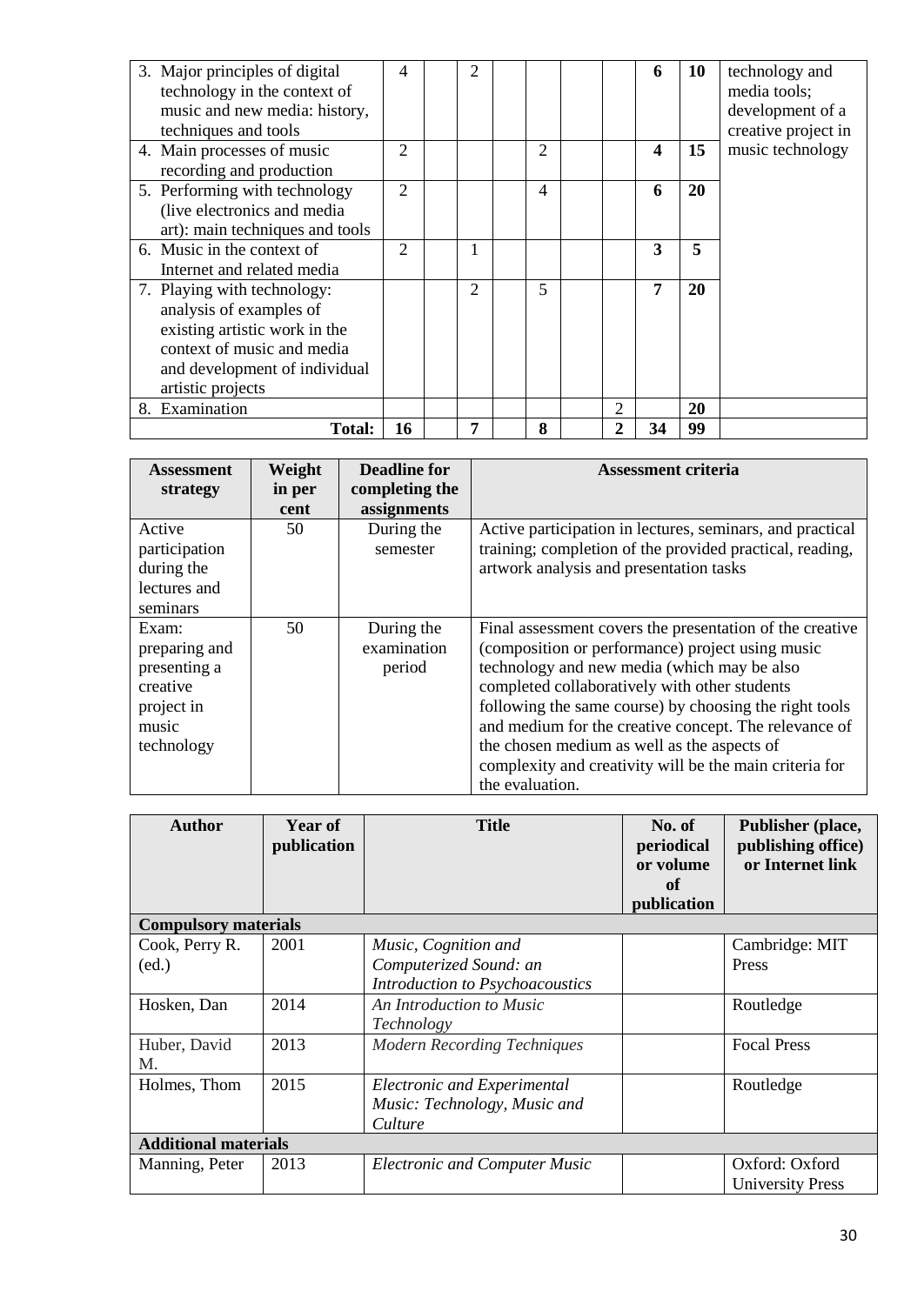| | | | | | | | | | | |
|---|---|---|---|---|---|---|---|---|---|---|
| 3. Major principles of digital technology in the context of music and new media: history, techniques and tools | 4 | | 2 | | | | | **6** | **10** | technology and media tools; development of a creative project in music technology |
| 4. Main processes of music recording and production | 2 | | | | 2 | | | **4** | **15** | |
| 5. Performing with technology (live electronics and media art): main techniques and tools | 2 | | | | 4 | | | **6** | **20** | |
| 6. Music in the context of Internet and related media | 2 | | 1 | | | | | **3** | **5** | |
| 7. Playing with technology: analysis of examples of existing artistic work in the context of music and media and development of individual artistic projects | | | 2 | | 5 | | | **7** | **20** | |
| 8. Examination | | | | | | | 2 | | **20** | |
| **Total:** | **16** | | **7** | | **8** | | **2** | **34** | **99** | |

| **Assessment strategy** | **Weight in per cent** | **Deadline for completing the assignments** | **Assessment criteria** |
|---|---|---|---|
| Active participation during the lectures and seminars | 50 | During the semester | Active participation in lectures, seminars, and practical training; completion of the provided practical, reading, artwork analysis and presentation tasks |
| Exam: preparing and presenting a creative project in music technology | 50 | During the examination period | Final assessment covers the presentation of the creative (composition or performance) project using music technology and new media (which may be also completed collaboratively with other students following the same course) by choosing the right tools and medium for the creative concept. The relevance of the chosen medium as well as the aspects of complexity and creativity will be the main criteria for the evaluation. |

| **Author** | **Year of publication** | **Title** | **No. of periodical or volume of publication** | **Publisher (place, publishing office) or Internet link** |
|---|---|---|---|---|
| **Compulsory materials** | | | | |
| Cook, Perry R. (ed.) | 2001 | *Music, Cognition and Computerized Sound: an Introduction to Psychoacoustics* | | Cambridge: MIT Press |
| Hosken, Dan | 2014 | *An Introduction to Music Technology* | | Routledge |
| Huber, David M. | 2013 | *Modern Recording Techniques* | | Focal Press |
| Holmes, Thom | 2015 | *Electronic and Experimental Music: Technology, Music and Culture* | | Routledge |
| **Additional materials** | | | | |
| Manning, Peter | 2013 | *Electronic and Computer Music* | | Oxford: Oxford University Press |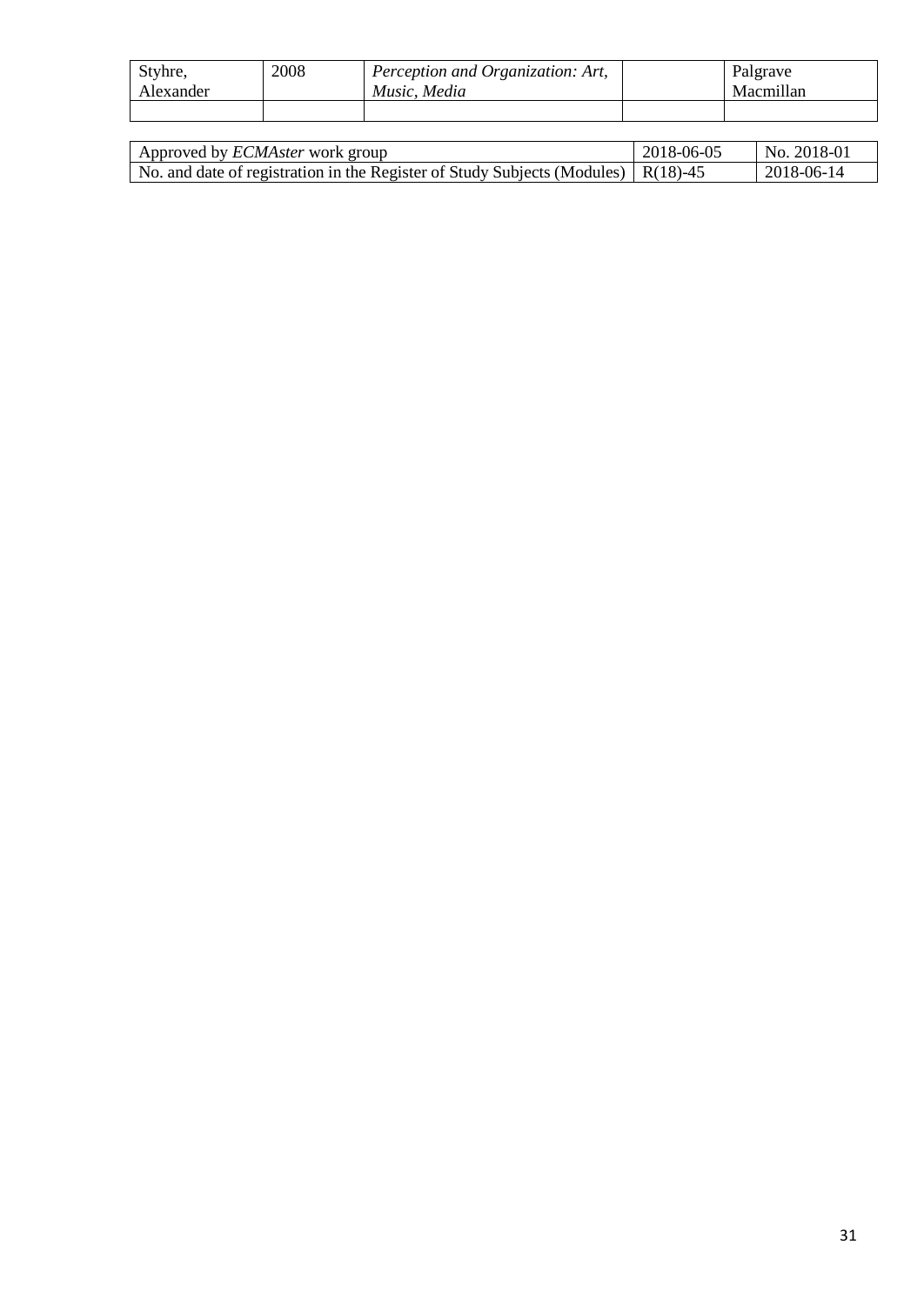| | | | | |
|---|---|---|---|---|
| Styhre, Alexander | 2008 | *Perception and Organization: Art, Music, Media* | | Palgrave Macmillan |
| | | | | |

| | | |
|---|---|---|
| Approved by *ECMAster* work group | 2018-06-05 | No. 2018-01 |
| No. and date of registration in the Register of Study Subjects (Modules) | R(18)-45 | 2018-06-14 |